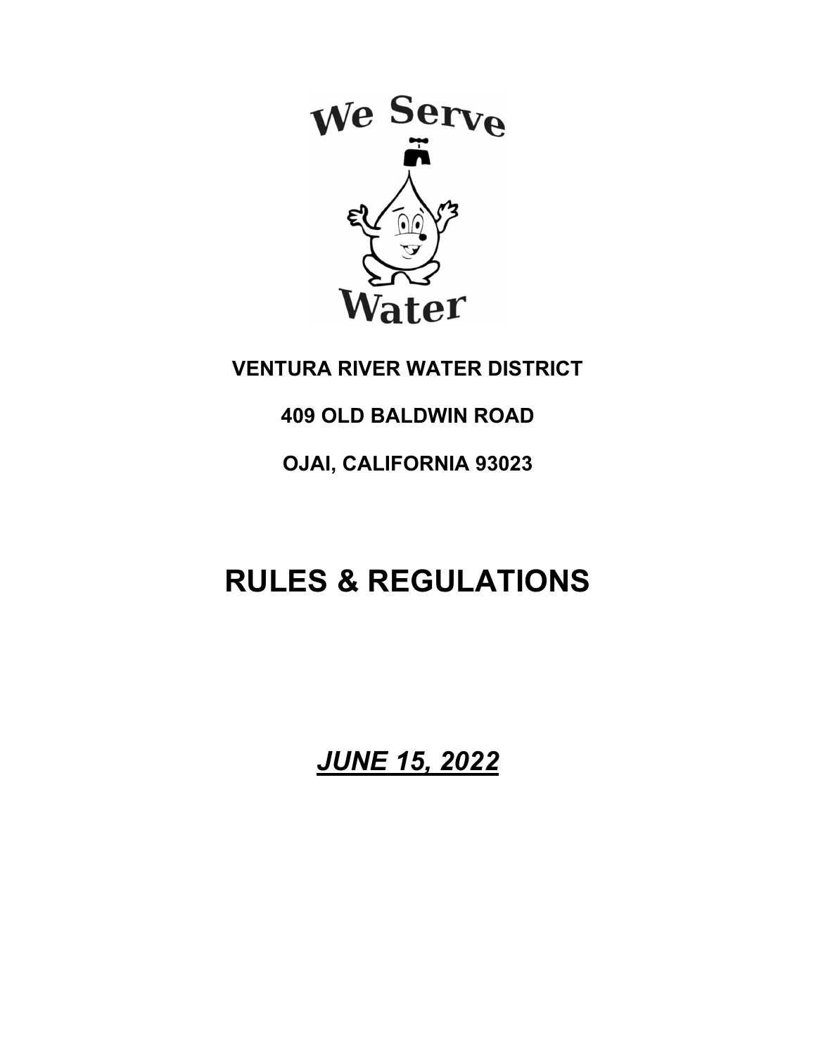We Serve

Water

**VENTURA RIVER WATER DISTRICT**

**409 OLD BALDWIN ROAD**

**OJAI, CALIFORNIA 93023**

# RULES & REGULATIONS

***JUNE 15, 2022***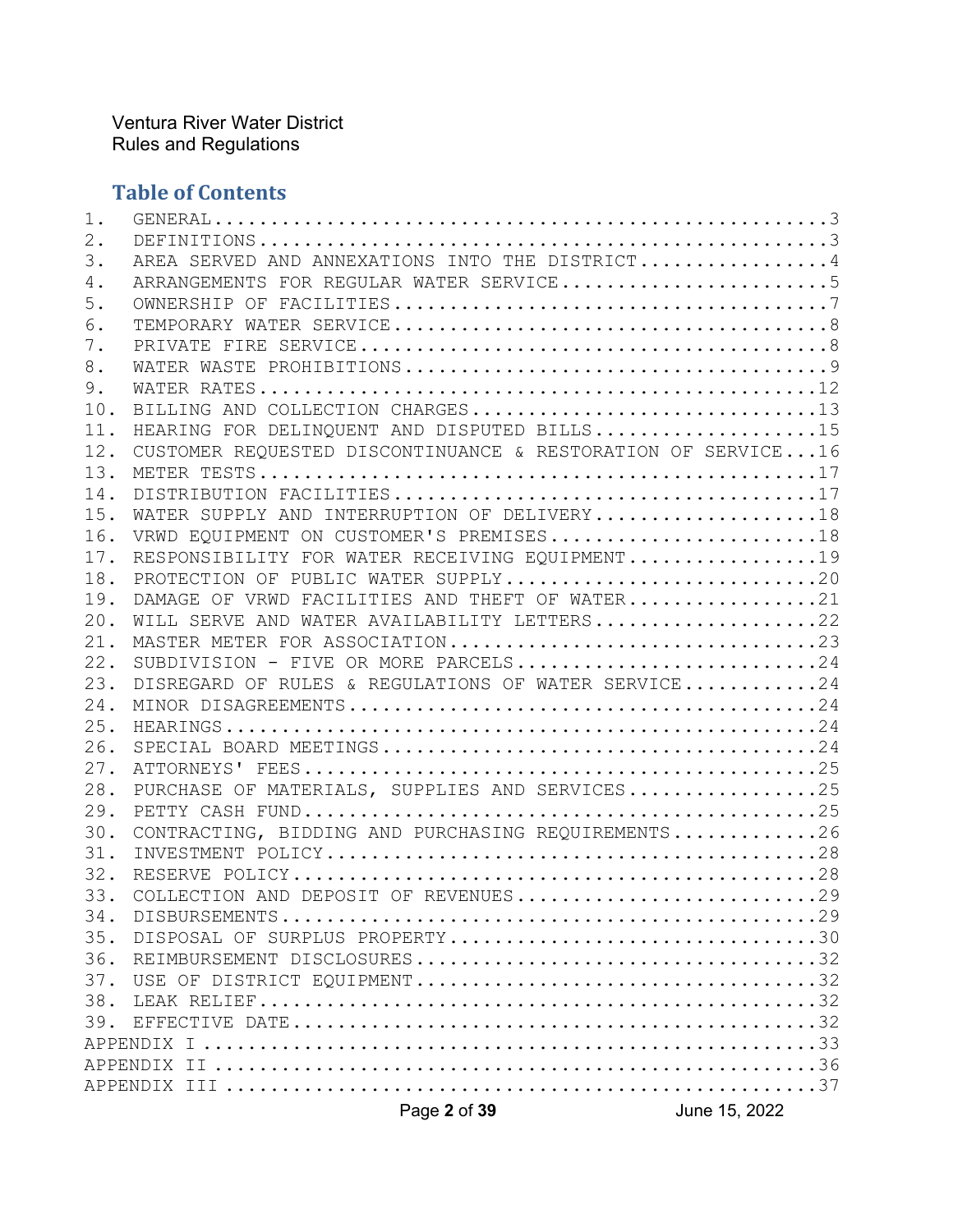## Table of Contents

1. GENERAL.....3
2. DEFINITIONS.....3
3. AREA SERVED AND ANNEXATIONS INTO THE DISTRICT.....4
4. ARRANGEMENTS FOR REGULAR WATER SERVICE.....5
5. OWNERSHIP OF FACILITIES.....7
6. TEMPORARY WATER SERVICE.....8
7. PRIVATE FIRE SERVICE.....8
8. WATER WASTE PROHIBITIONS.....9
9. WATER RATES.....12
10. BILLING AND COLLECTION CHARGES.....13
11. HEARING FOR DELINQUENT AND DISPUTED BILLS.....15
12. CUSTOMER REQUESTED DISCONTINUANCE & RESTORATION OF SERVICE...16
13. METER TESTS.....17
14. DISTRIBUTION FACILITIES.....17
15. WATER SUPPLY AND INTERRUPTION OF DELIVERY.....18
16. VRWD EQUIPMENT ON CUSTOMER'S PREMISES.....18
17. RESPONSIBILITY FOR WATER RECEIVING EQUIPMENT.....19
18. PROTECTION OF PUBLIC WATER SUPPLY.....20
19. DAMAGE OF VRWD FACILITIES AND THEFT OF WATER.....21
20. WILL SERVE AND WATER AVAILABILITY LETTERS.....22
21. MASTER METER FOR ASSOCIATION.....23
22. SUBDIVISION - FIVE OR MORE PARCELS.....24
23. DISREGARD OF RULES & REGULATIONS OF WATER SERVICE.....24
24. MINOR DISAGREEMENTS.....24
25. HEARINGS.....24
26. SPECIAL BOARD MEETINGS.....24
27. ATTORNEYS' FEES.....25
28. PURCHASE OF MATERIALS, SUPPLIES AND SERVICES.....25
29. PETTY CASH FUND.....25
30. CONTRACTING, BIDDING AND PURCHASING REQUIREMENTS.....26
31. INVESTMENT POLICY.....28
32. RESERVE POLICY.....28
33. COLLECTION AND DEPOSIT OF REVENUES.....29
34. DISBURSEMENTS.....29
35. DISPOSAL OF SURPLUS PROPERTY.....30
36. REIMBURSEMENT DISCLOSURES.....32
37. USE OF DISTRICT EQUIPMENT.....32
38. LEAK RELIEF.....32
39. EFFECTIVE DATE.....32

APPENDIX I.....33
APPENDIX II.....36
APPENDIX III.....37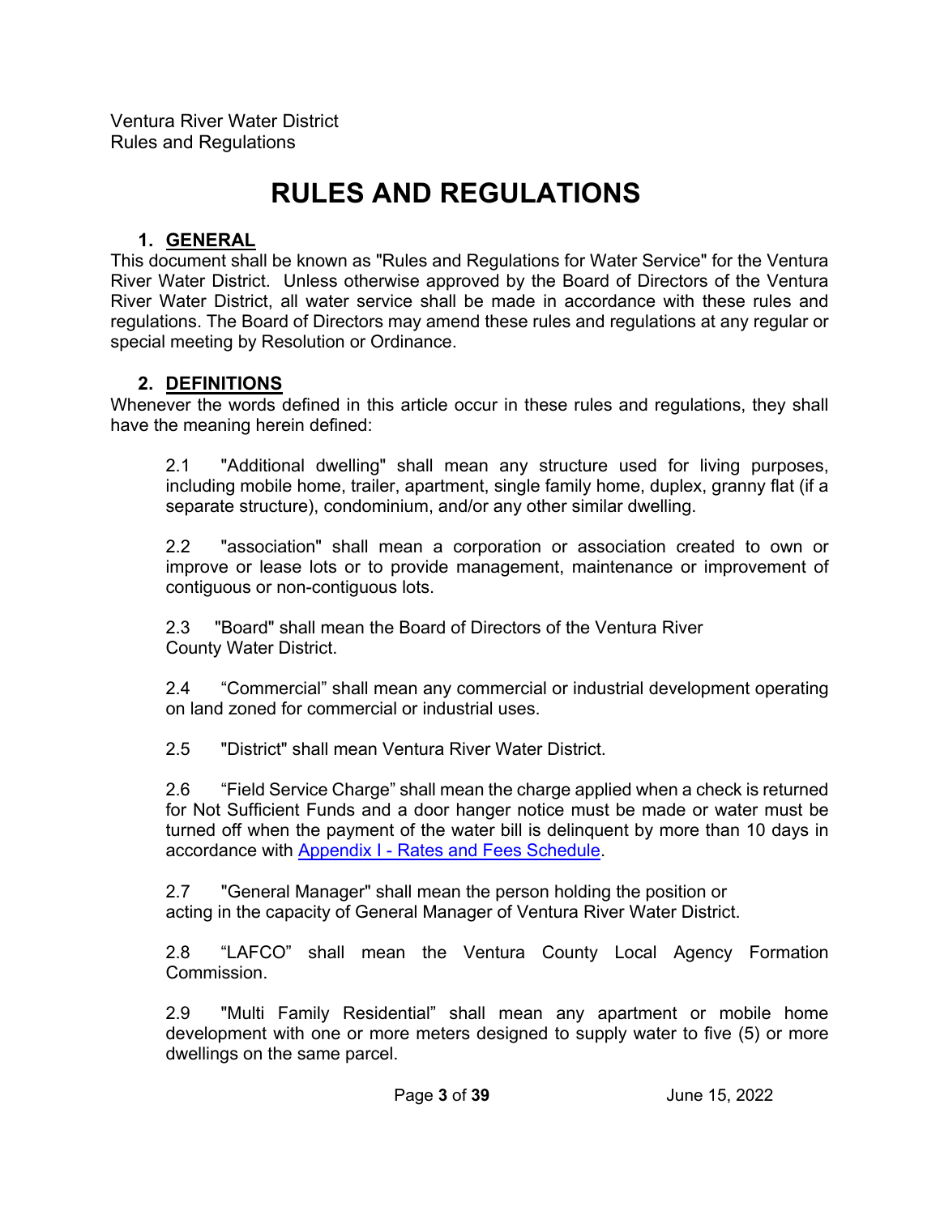# RULES AND REGULATIONS

## 1. GENERAL

This document shall be known as "Rules and Regulations for Water Service" for the Ventura River Water District. Unless otherwise approved by the Board of Directors of the Ventura River Water District, all water service shall be made in accordance with these rules and regulations. The Board of Directors may amend these rules and regulations at any regular or special meeting by Resolution or Ordinance.

## 2. DEFINITIONS

Whenever the words defined in this article occur in these rules and regulations, they shall have the meaning herein defined:

2.1 "Additional dwelling" shall mean any structure used for living purposes, including mobile home, trailer, apartment, single family home, duplex, granny flat (if a separate structure), condominium, and/or any other similar dwelling.

2.2 "association" shall mean a corporation or association created to own or improve or lease lots or to provide management, maintenance or improvement of contiguous or non-contiguous lots.

2.3 "Board" shall mean the Board of Directors of the Ventura River County Water District.

2.4 "Commercial" shall mean any commercial or industrial development operating on land zoned for commercial or industrial uses.

2.5 "District" shall mean Ventura River Water District.

2.6 "Field Service Charge" shall mean the charge applied when a check is returned for Not Sufficient Funds and a door hanger notice must be made or water must be turned off when the payment of the water bill is delinquent by more than 10 days in accordance with Appendix I - Rates and Fees Schedule.

2.7 "General Manager" shall mean the person holding the position or acting in the capacity of General Manager of Ventura River Water District.

2.8 "LAFCO" shall mean the Ventura County Local Agency Formation Commission.

2.9 "Multi Family Residential" shall mean any apartment or mobile home development with one or more meters designed to supply water to five (5) or more dwellings on the same parcel.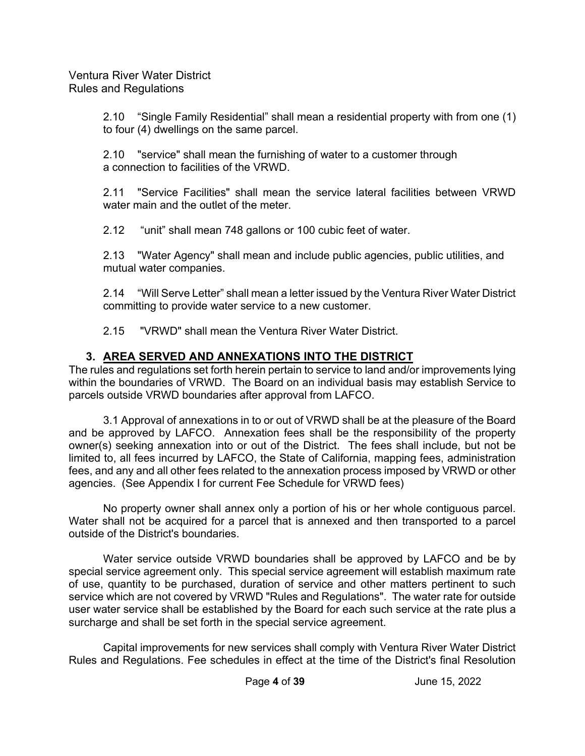2.10 “Single Family Residential” shall mean a residential property with from one (1) to four (4) dwellings on the same parcel.

2.10 "service" shall mean the furnishing of water to a customer through a connection to facilities of the VRWD.

2.11 "Service Facilities" shall mean the service lateral facilities between VRWD water main and the outlet of the meter.

2.12 “unit” shall mean 748 gallons or 100 cubic feet of water.

2.13 "Water Agency" shall mean and include public agencies, public utilities, and mutual water companies.

2.14 “Will Serve Letter” shall mean a letter issued by the Ventura River Water District committing to provide water service to a new customer.

2.15 "VRWD" shall mean the Ventura River Water District.

## 3. AREA SERVED AND ANNEXATIONS INTO THE DISTRICT

The rules and regulations set forth herein pertain to service to land and/or improvements lying within the boundaries of VRWD. The Board on an individual basis may establish Service to parcels outside VRWD boundaries after approval from LAFCO.

3.1 Approval of annexations in to or out of VRWD shall be at the pleasure of the Board and be approved by LAFCO. Annexation fees shall be the responsibility of the property owner(s) seeking annexation into or out of the District. The fees shall include, but not be limited to, all fees incurred by LAFCO, the State of California, mapping fees, administration fees, and any and all other fees related to the annexation process imposed by VRWD or other agencies. (See Appendix I for current Fee Schedule for VRWD fees)

No property owner shall annex only a portion of his or her whole contiguous parcel. Water shall not be acquired for a parcel that is annexed and then transported to a parcel outside of the District's boundaries.

Water service outside VRWD boundaries shall be approved by LAFCO and be by special service agreement only. This special service agreement will establish maximum rate of use, quantity to be purchased, duration of service and other matters pertinent to such service which are not covered by VRWD "Rules and Regulations". The water rate for outside user water service shall be established by the Board for each such service at the rate plus a surcharge and shall be set forth in the special service agreement.

Capital improvements for new services shall comply with Ventura River Water District Rules and Regulations. Fee schedules in effect at the time of the District's final Resolution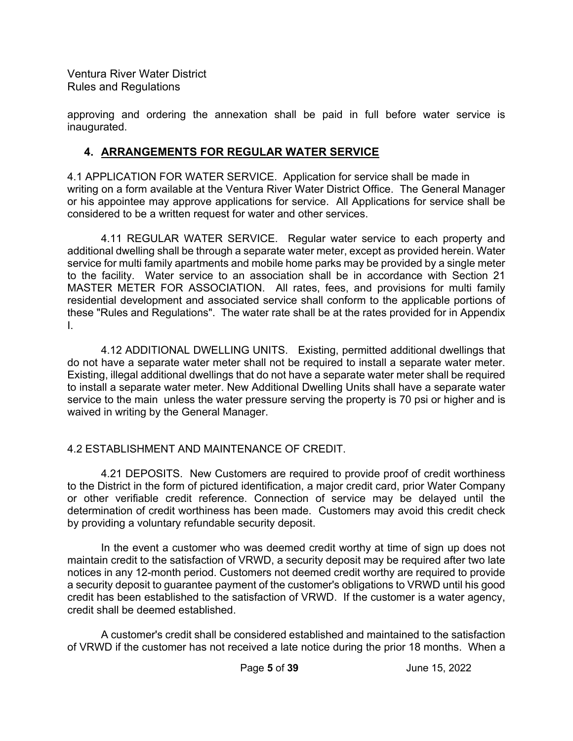approving and ordering the annexation shall be paid in full before water service is inaugurated.

## 4. ARRANGEMENTS FOR REGULAR WATER SERVICE

4.1 APPLICATION FOR WATER SERVICE. Application for service shall be made in writing on a form available at the Ventura River Water District Office. The General Manager or his appointee may approve applications for service. All Applications for service shall be considered to be a written request for water and other services.

4.11 REGULAR WATER SERVICE. Regular water service to each property and additional dwelling shall be through a separate water meter, except as provided herein. Water service for multi family apartments and mobile home parks may be provided by a single meter to the facility. Water service to an association shall be in accordance with Section 21 MASTER METER FOR ASSOCIATION. All rates, fees, and provisions for multi family residential development and associated service shall conform to the applicable portions of these "Rules and Regulations". The water rate shall be at the rates provided for in Appendix I.

4.12 ADDITIONAL DWELLING UNITS. Existing, permitted additional dwellings that do not have a separate water meter shall not be required to install a separate water meter. Existing, illegal additional dwellings that do not have a separate water meter shall be required to install a separate water meter. New Additional Dwelling Units shall have a separate water service to the main unless the water pressure serving the property is 70 psi or higher and is waived in writing by the General Manager.

4.2 ESTABLISHMENT AND MAINTENANCE OF CREDIT.

4.21 DEPOSITS. New Customers are required to provide proof of credit worthiness to the District in the form of pictured identification, a major credit card, prior Water Company or other verifiable credit reference. Connection of service may be delayed until the determination of credit worthiness has been made. Customers may avoid this credit check by providing a voluntary refundable security deposit.

In the event a customer who was deemed credit worthy at time of sign up does not maintain credit to the satisfaction of VRWD, a security deposit may be required after two late notices in any 12-month period. Customers not deemed credit worthy are required to provide a security deposit to guarantee payment of the customer's obligations to VRWD until his good credit has been established to the satisfaction of VRWD. If the customer is a water agency, credit shall be deemed established.

A customer's credit shall be considered established and maintained to the satisfaction of VRWD if the customer has not received a late notice during the prior 18 months. When a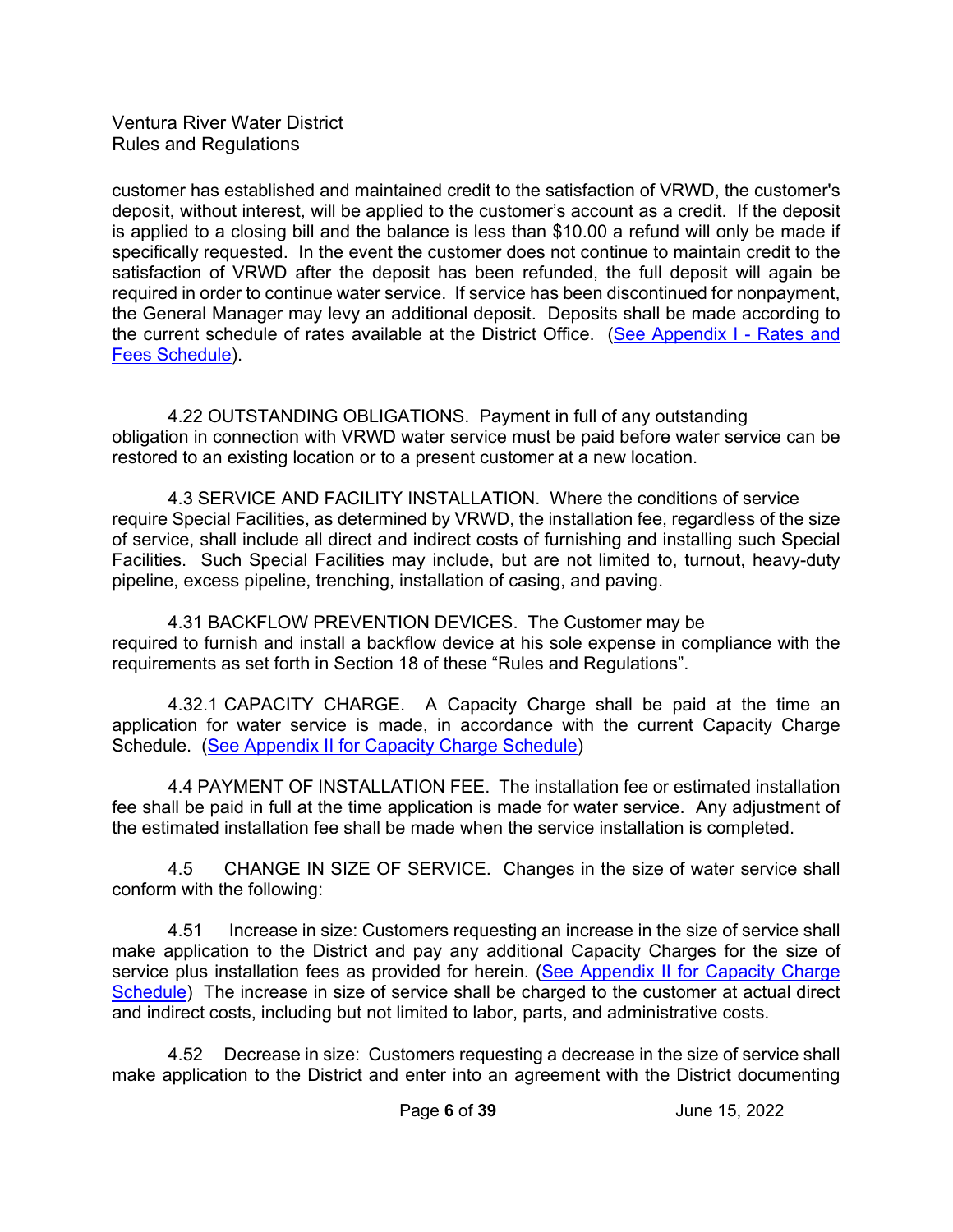customer has established and maintained credit to the satisfaction of VRWD, the customer's deposit, without interest, will be applied to the customer's account as a credit. If the deposit is applied to a closing bill and the balance is less than $10.00 a refund will only be made if specifically requested. In the event the customer does not continue to maintain credit to the satisfaction of VRWD after the deposit has been refunded, the full deposit will again be required in order to continue water service. If service has been discontinued for nonpayment, the General Manager may levy an additional deposit. Deposits shall be made according to the current schedule of rates available at the District Office. (See Appendix I - Rates and Fees Schedule).

4.22 OUTSTANDING OBLIGATIONS. Payment in full of any outstanding obligation in connection with VRWD water service must be paid before water service can be restored to an existing location or to a present customer at a new location.

4.3 SERVICE AND FACILITY INSTALLATION. Where the conditions of service require Special Facilities, as determined by VRWD, the installation fee, regardless of the size of service, shall include all direct and indirect costs of furnishing and installing such Special Facilities. Such Special Facilities may include, but are not limited to, turnout, heavy-duty pipeline, excess pipeline, trenching, installation of casing, and paving.

4.31 BACKFLOW PREVENTION DEVICES. The Customer may be required to furnish and install a backflow device at his sole expense in compliance with the requirements as set forth in Section 18 of these "Rules and Regulations".

4.32.1 CAPACITY CHARGE. A Capacity Charge shall be paid at the time an application for water service is made, in accordance with the current Capacity Charge Schedule. (See Appendix II for Capacity Charge Schedule)

4.4 PAYMENT OF INSTALLATION FEE. The installation fee or estimated installation fee shall be paid in full at the time application is made for water service. Any adjustment of the estimated installation fee shall be made when the service installation is completed.

4.5 CHANGE IN SIZE OF SERVICE. Changes in the size of water service shall conform with the following:

4.51 Increase in size: Customers requesting an increase in the size of service shall make application to the District and pay any additional Capacity Charges for the size of service plus installation fees as provided for herein. (See Appendix II for Capacity Charge Schedule) The increase in size of service shall be charged to the customer at actual direct and indirect costs, including but not limited to labor, parts, and administrative costs.

4.52 Decrease in size: Customers requesting a decrease in the size of service shall make application to the District and enter into an agreement with the District documenting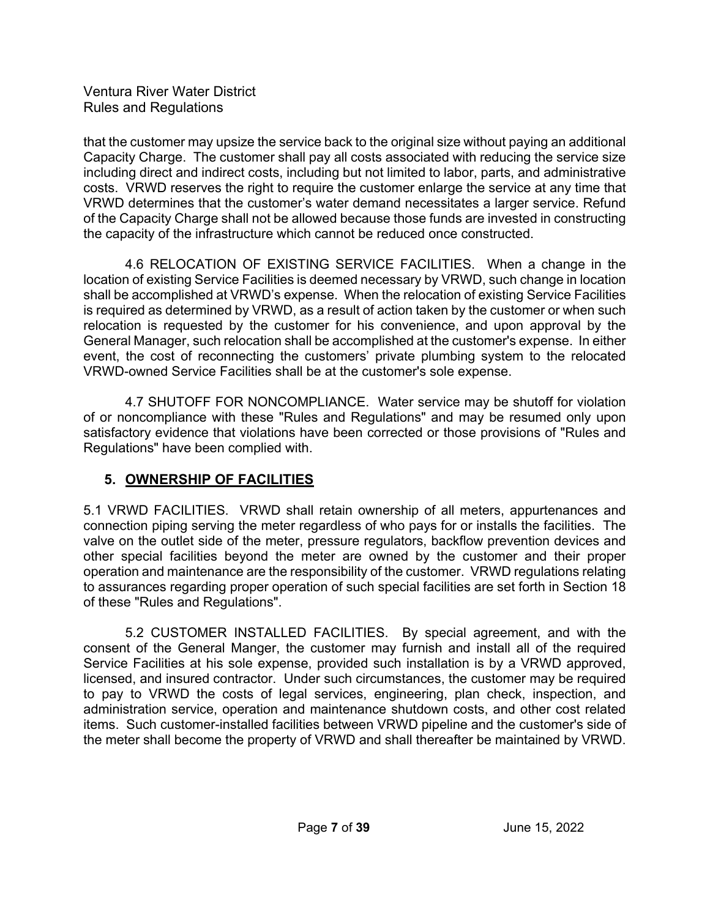that the customer may upsize the service back to the original size without paying an additional Capacity Charge. The customer shall pay all costs associated with reducing the service size including direct and indirect costs, including but not limited to labor, parts, and administrative costs. VRWD reserves the right to require the customer enlarge the service at any time that VRWD determines that the customer's water demand necessitates a larger service. Refund of the Capacity Charge shall not be allowed because those funds are invested in constructing the capacity of the infrastructure which cannot be reduced once constructed.

4.6 RELOCATION OF EXISTING SERVICE FACILITIES. When a change in the location of existing Service Facilities is deemed necessary by VRWD, such change in location shall be accomplished at VRWD's expense. When the relocation of existing Service Facilities is required as determined by VRWD, as a result of action taken by the customer or when such relocation is requested by the customer for his convenience, and upon approval by the General Manager, such relocation shall be accomplished at the customer's expense. In either event, the cost of reconnecting the customers' private plumbing system to the relocated VRWD-owned Service Facilities shall be at the customer's sole expense.

4.7 SHUTOFF FOR NONCOMPLIANCE. Water service may be shutoff for violation of or noncompliance with these "Rules and Regulations" and may be resumed only upon satisfactory evidence that violations have been corrected or those provisions of "Rules and Regulations" have been complied with.

## 5. OWNERSHIP OF FACILITIES

5.1 VRWD FACILITIES. VRWD shall retain ownership of all meters, appurtenances and connection piping serving the meter regardless of who pays for or installs the facilities. The valve on the outlet side of the meter, pressure regulators, backflow prevention devices and other special facilities beyond the meter are owned by the customer and their proper operation and maintenance are the responsibility of the customer. VRWD regulations relating to assurances regarding proper operation of such special facilities are set forth in Section 18 of these "Rules and Regulations".

5.2 CUSTOMER INSTALLED FACILITIES. By special agreement, and with the consent of the General Manger, the customer may furnish and install all of the required Service Facilities at his sole expense, provided such installation is by a VRWD approved, licensed, and insured contractor. Under such circumstances, the customer may be required to pay to VRWD the costs of legal services, engineering, plan check, inspection, and administration service, operation and maintenance shutdown costs, and other cost related items. Such customer-installed facilities between VRWD pipeline and the customer's side of the meter shall become the property of VRWD and shall thereafter be maintained by VRWD.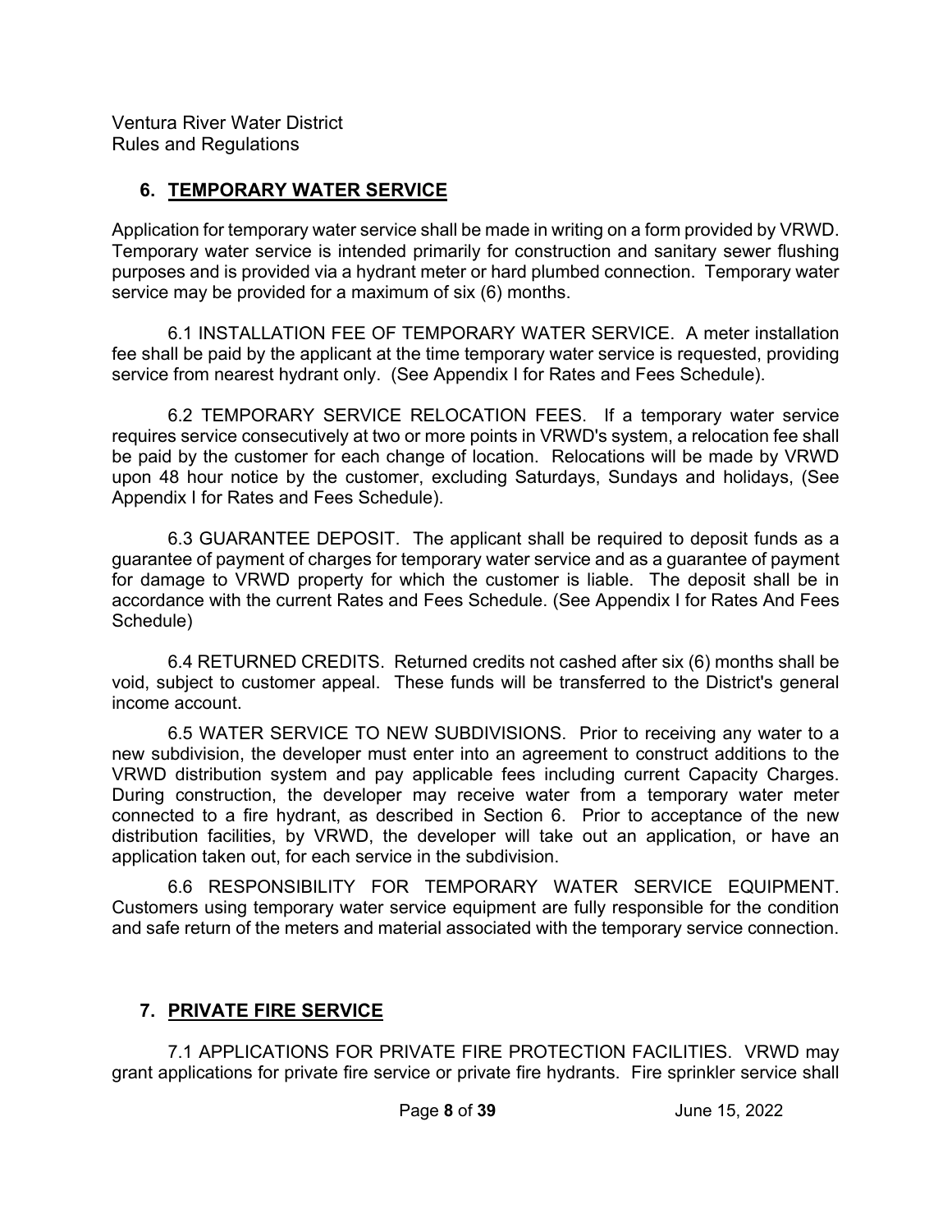## 6. TEMPORARY WATER SERVICE

Application for temporary water service shall be made in writing on a form provided by VRWD. Temporary water service is intended primarily for construction and sanitary sewer flushing purposes and is provided via a hydrant meter or hard plumbed connection. Temporary water service may be provided for a maximum of six (6) months.

6.1 INSTALLATION FEE OF TEMPORARY WATER SERVICE. A meter installation fee shall be paid by the applicant at the time temporary water service is requested, providing service from nearest hydrant only. (See Appendix I for Rates and Fees Schedule).

6.2 TEMPORARY SERVICE RELOCATION FEES. If a temporary water service requires service consecutively at two or more points in VRWD's system, a relocation fee shall be paid by the customer for each change of location. Relocations will be made by VRWD upon 48 hour notice by the customer, excluding Saturdays, Sundays and holidays, (See Appendix I for Rates and Fees Schedule).

6.3 GUARANTEE DEPOSIT. The applicant shall be required to deposit funds as a guarantee of payment of charges for temporary water service and as a guarantee of payment for damage to VRWD property for which the customer is liable. The deposit shall be in accordance with the current Rates and Fees Schedule. (See Appendix I for Rates And Fees Schedule)

6.4 RETURNED CREDITS. Returned credits not cashed after six (6) months shall be void, subject to customer appeal. These funds will be transferred to the District's general income account.

6.5 WATER SERVICE TO NEW SUBDIVISIONS. Prior to receiving any water to a new subdivision, the developer must enter into an agreement to construct additions to the VRWD distribution system and pay applicable fees including current Capacity Charges. During construction, the developer may receive water from a temporary water meter connected to a fire hydrant, as described in Section 6. Prior to acceptance of the new distribution facilities, by VRWD, the developer will take out an application, or have an application taken out, for each service in the subdivision.

6.6 RESPONSIBILITY FOR TEMPORARY WATER SERVICE EQUIPMENT. Customers using temporary water service equipment are fully responsible for the condition and safe return of the meters and material associated with the temporary service connection.

## 7. PRIVATE FIRE SERVICE

7.1 APPLICATIONS FOR PRIVATE FIRE PROTECTION FACILITIES. VRWD may grant applications for private fire service or private fire hydrants. Fire sprinkler service shall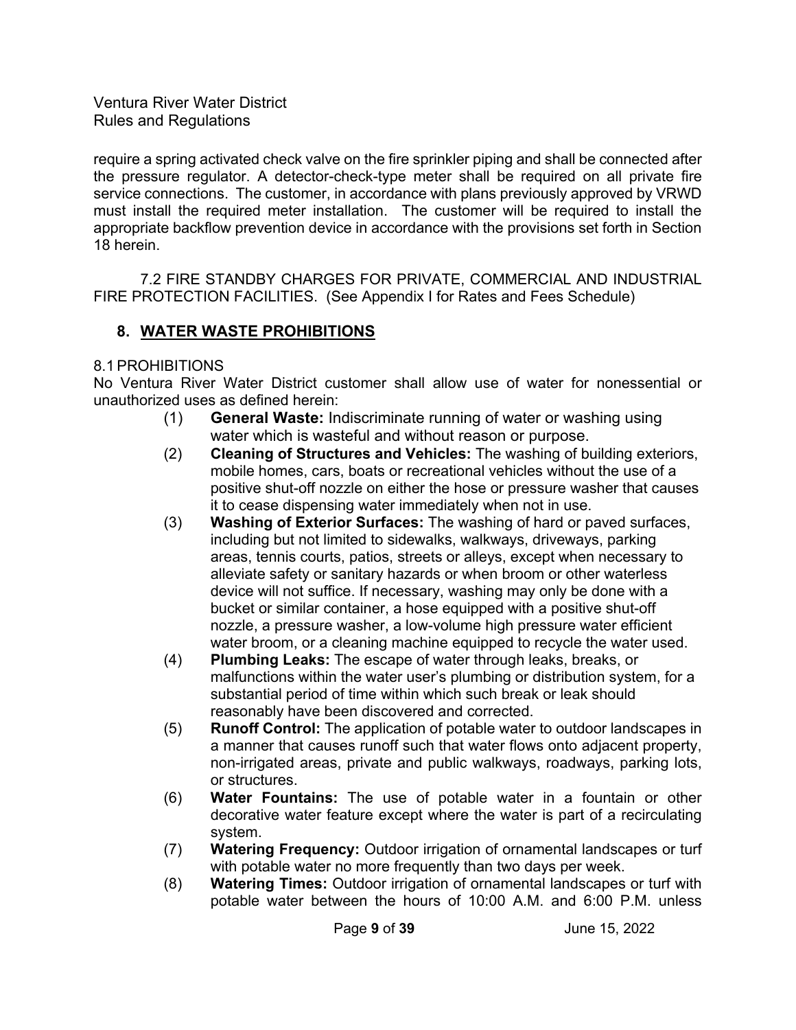require a spring activated check valve on the fire sprinkler piping and shall be connected after the pressure regulator. A detector-check-type meter shall be required on all private fire service connections. The customer, in accordance with plans previously approved by VRWD must install the required meter installation. The customer will be required to install the appropriate backflow prevention device in accordance with the provisions set forth in Section 18 herein.

7.2 FIRE STANDBY CHARGES FOR PRIVATE, COMMERCIAL AND INDUSTRIAL FIRE PROTECTION FACILITIES. (See Appendix I for Rates and Fees Schedule)

## 8. WATER WASTE PROHIBITIONS

8.1 PROHIBITIONS

No Ventura River Water District customer shall allow use of water for nonessential or unauthorized uses as defined herein:

(1) **General Waste:** Indiscriminate running of water or washing using water which is wasteful and without reason or purpose.

(2) **Cleaning of Structures and Vehicles:** The washing of building exteriors, mobile homes, cars, boats or recreational vehicles without the use of a positive shut-off nozzle on either the hose or pressure washer that causes it to cease dispensing water immediately when not in use.

(3) **Washing of Exterior Surfaces:** The washing of hard or paved surfaces, including but not limited to sidewalks, walkways, driveways, parking areas, tennis courts, patios, streets or alleys, except when necessary to alleviate safety or sanitary hazards or when broom or other waterless device will not suffice. If necessary, washing may only be done with a bucket or similar container, a hose equipped with a positive shut-off nozzle, a pressure washer, a low-volume high pressure water efficient water broom, or a cleaning machine equipped to recycle the water used.

(4) **Plumbing Leaks:** The escape of water through leaks, breaks, or malfunctions within the water user's plumbing or distribution system, for a substantial period of time within which such break or leak should reasonably have been discovered and corrected.

(5) **Runoff Control:** The application of potable water to outdoor landscapes in a manner that causes runoff such that water flows onto adjacent property, non-irrigated areas, private and public walkways, roadways, parking lots, or structures.

(6) **Water Fountains:** The use of potable water in a fountain or other decorative water feature except where the water is part of a recirculating system.

(7) **Watering Frequency:** Outdoor irrigation of ornamental landscapes or turf with potable water no more frequently than two days per week.

(8) **Watering Times:** Outdoor irrigation of ornamental landscapes or turf with potable water between the hours of 10:00 A.M. and 6:00 P.M. unless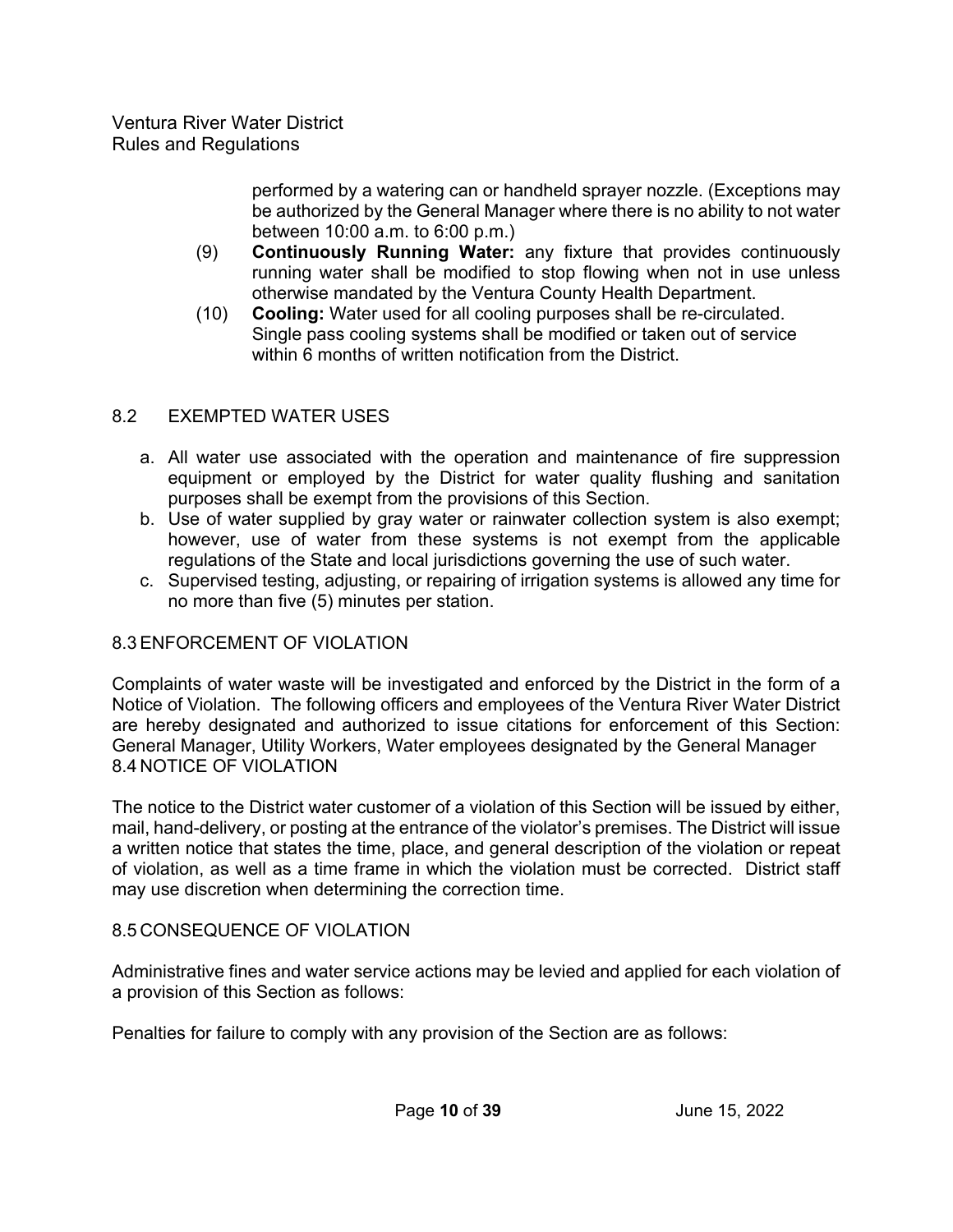performed by a watering can or handheld sprayer nozzle. (Exceptions may be authorized by the General Manager where there is no ability to not water between 10:00 a.m. to 6:00 p.m.)

(9) **Continuously Running Water:** any fixture that provides continuously running water shall be modified to stop flowing when not in use unless otherwise mandated by the Ventura County Health Department.

(10) **Cooling:** Water used for all cooling purposes shall be re-circulated. Single pass cooling systems shall be modified or taken out of service within 6 months of written notification from the District.

## 8.2 EXEMPTED WATER USES

a. All water use associated with the operation and maintenance of fire suppression equipment or employed by the District for water quality flushing and sanitation purposes shall be exempt from the provisions of this Section.
b. Use of water supplied by gray water or rainwater collection system is also exempt; however, use of water from these systems is not exempt from the applicable regulations of the State and local jurisdictions governing the use of such water.
c. Supervised testing, adjusting, or repairing of irrigation systems is allowed any time for no more than five (5) minutes per station.

## 8.3 ENFORCEMENT OF VIOLATION

Complaints of water waste will be investigated and enforced by the District in the form of a Notice of Violation. The following officers and employees of the Ventura River Water District are hereby designated and authorized to issue citations for enforcement of this Section: General Manager, Utility Workers, Water employees designated by the General Manager

## 8.4 NOTICE OF VIOLATION

The notice to the District water customer of a violation of this Section will be issued by either, mail, hand-delivery, or posting at the entrance of the violator's premises. The District will issue a written notice that states the time, place, and general description of the violation or repeat of violation, as well as a time frame in which the violation must be corrected. District staff may use discretion when determining the correction time.

## 8.5 CONSEQUENCE OF VIOLATION

Administrative fines and water service actions may be levied and applied for each violation of a provision of this Section as follows:

Penalties for failure to comply with any provision of the Section are as follows: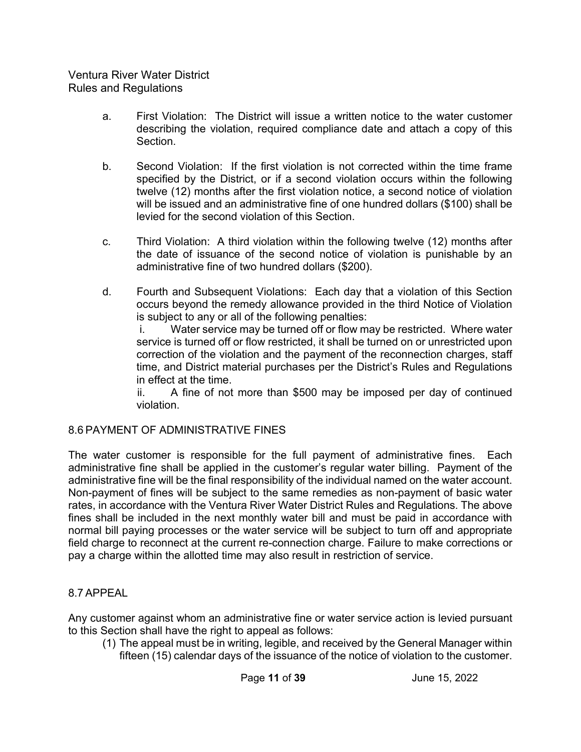a. First Violation: The District will issue a written notice to the water customer describing the violation, required compliance date and attach a copy of this Section.

b. Second Violation: If the first violation is not corrected within the time frame specified by the District, or if a second violation occurs within the following twelve (12) months after the first violation notice, a second notice of violation will be issued and an administrative fine of one hundred dollars ($100) shall be levied for the second violation of this Section.

c. Third Violation: A third violation within the following twelve (12) months after the date of issuance of the second notice of violation is punishable by an administrative fine of two hundred dollars ($200).

d. Fourth and Subsequent Violations: Each day that a violation of this Section occurs beyond the remedy allowance provided in the third Notice of Violation is subject to any or all of the following penalties:

   i. Water service may be turned off or flow may be restricted. Where water service is turned off or flow restricted, it shall be turned on or unrestricted upon correction of the violation and the payment of the reconnection charges, staff time, and District material purchases per the District's Rules and Regulations in effect at the time.

   ii. A fine of not more than $500 may be imposed per day of continued violation.

## 8.6 PAYMENT OF ADMINISTRATIVE FINES

The water customer is responsible for the full payment of administrative fines. Each administrative fine shall be applied in the customer's regular water billing. Payment of the administrative fine will be the final responsibility of the individual named on the water account. Non-payment of fines will be subject to the same remedies as non-payment of basic water rates, in accordance with the Ventura River Water District Rules and Regulations. The above fines shall be included in the next monthly water bill and must be paid in accordance with normal bill paying processes or the water service will be subject to turn off and appropriate field charge to reconnect at the current re-connection charge. Failure to make corrections or pay a charge within the allotted time may also result in restriction of service.

## 8.7 APPEAL

Any customer against whom an administrative fine or water service action is levied pursuant to this Section shall have the right to appeal as follows:

(1) The appeal must be in writing, legible, and received by the General Manager within fifteen (15) calendar days of the issuance of the notice of violation to the customer.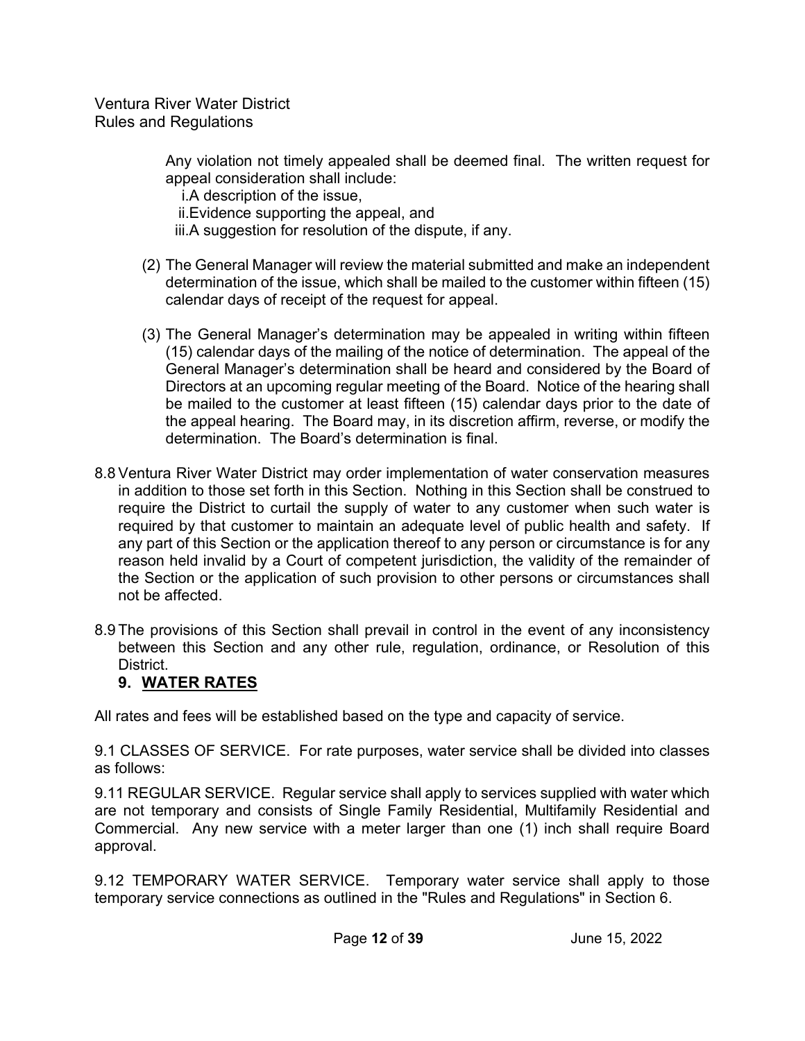Any violation not timely appealed shall be deemed final. The written request for appeal consideration shall include:

i. A description of the issue,
ii. Evidence supporting the appeal, and
iii. A suggestion for resolution of the dispute, if any.

(2) The General Manager will review the material submitted and make an independent determination of the issue, which shall be mailed to the customer within fifteen (15) calendar days of receipt of the request for appeal.

(3) The General Manager's determination may be appealed in writing within fifteen (15) calendar days of the mailing of the notice of determination. The appeal of the General Manager's determination shall be heard and considered by the Board of Directors at an upcoming regular meeting of the Board. Notice of the hearing shall be mailed to the customer at least fifteen (15) calendar days prior to the date of the appeal hearing. The Board may, in its discretion affirm, reverse, or modify the determination. The Board's determination is final.

8.8 Ventura River Water District may order implementation of water conservation measures in addition to those set forth in this Section. Nothing in this Section shall be construed to require the District to curtail the supply of water to any customer when such water is required by that customer to maintain an adequate level of public health and safety. If any part of this Section or the application thereof to any person or circumstance is for any reason held invalid by a Court of competent jurisdiction, the validity of the remainder of the Section or the application of such provision to other persons or circumstances shall not be affected.

8.9 The provisions of this Section shall prevail in control in the event of any inconsistency between this Section and any other rule, regulation, ordinance, or Resolution of this District.

## 9. WATER RATES

All rates and fees will be established based on the type and capacity of service.

9.1 CLASSES OF SERVICE. For rate purposes, water service shall be divided into classes as follows:

9.11 REGULAR SERVICE. Regular service shall apply to services supplied with water which are not temporary and consists of Single Family Residential, Multifamily Residential and Commercial. Any new service with a meter larger than one (1) inch shall require Board approval.

9.12 TEMPORARY WATER SERVICE. Temporary water service shall apply to those temporary service connections as outlined in the "Rules and Regulations" in Section 6.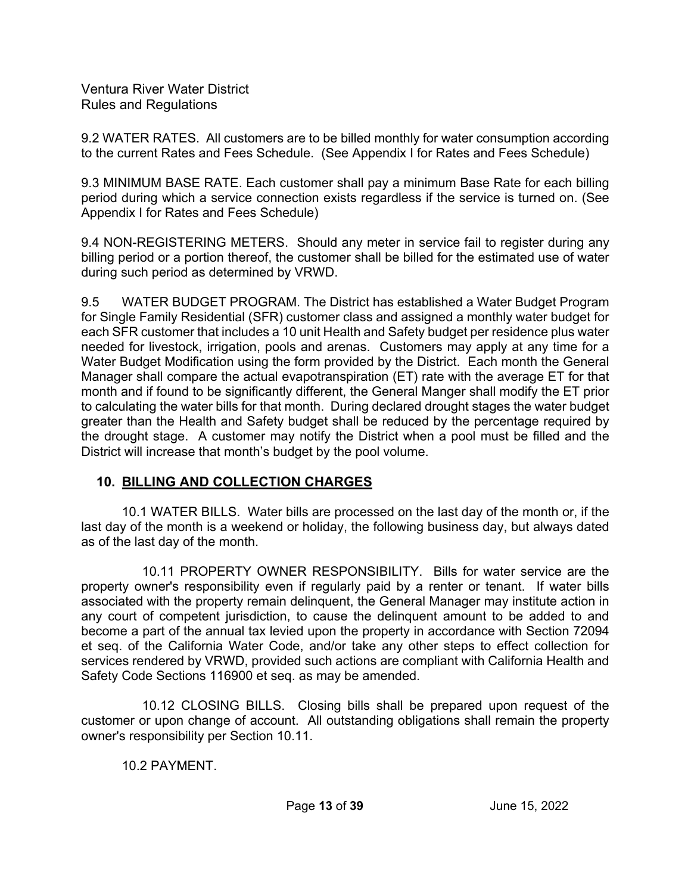9.2 WATER RATES. All customers are to be billed monthly for water consumption according to the current Rates and Fees Schedule. (See Appendix I for Rates and Fees Schedule)

9.3 MINIMUM BASE RATE. Each customer shall pay a minimum Base Rate for each billing period during which a service connection exists regardless if the service is turned on. (See Appendix I for Rates and Fees Schedule)

9.4 NON-REGISTERING METERS. Should any meter in service fail to register during any billing period or a portion thereof, the customer shall be billed for the estimated use of water during such period as determined by VRWD.

9.5 WATER BUDGET PROGRAM. The District has established a Water Budget Program for Single Family Residential (SFR) customer class and assigned a monthly water budget for each SFR customer that includes a 10 unit Health and Safety budget per residence plus water needed for livestock, irrigation, pools and arenas. Customers may apply at any time for a Water Budget Modification using the form provided by the District. Each month the General Manager shall compare the actual evapotranspiration (ET) rate with the average ET for that month and if found to be significantly different, the General Manger shall modify the ET prior to calculating the water bills for that month. During declared drought stages the water budget greater than the Health and Safety budget shall be reduced by the percentage required by the drought stage. A customer may notify the District when a pool must be filled and the District will increase that month's budget by the pool volume.

## 10. BILLING AND COLLECTION CHARGES

10.1 WATER BILLS. Water bills are processed on the last day of the month or, if the last day of the month is a weekend or holiday, the following business day, but always dated as of the last day of the month.

10.11 PROPERTY OWNER RESPONSIBILITY. Bills for water service are the property owner's responsibility even if regularly paid by a renter or tenant. If water bills associated with the property remain delinquent, the General Manager may institute action in any court of competent jurisdiction, to cause the delinquent amount to be added to and become a part of the annual tax levied upon the property in accordance with Section 72094 et seq. of the California Water Code, and/or take any other steps to effect collection for services rendered by VRWD, provided such actions are compliant with California Health and Safety Code Sections 116900 et seq. as may be amended.

10.12 CLOSING BILLS. Closing bills shall be prepared upon request of the customer or upon change of account. All outstanding obligations shall remain the property owner's responsibility per Section 10.11.

10.2 PAYMENT.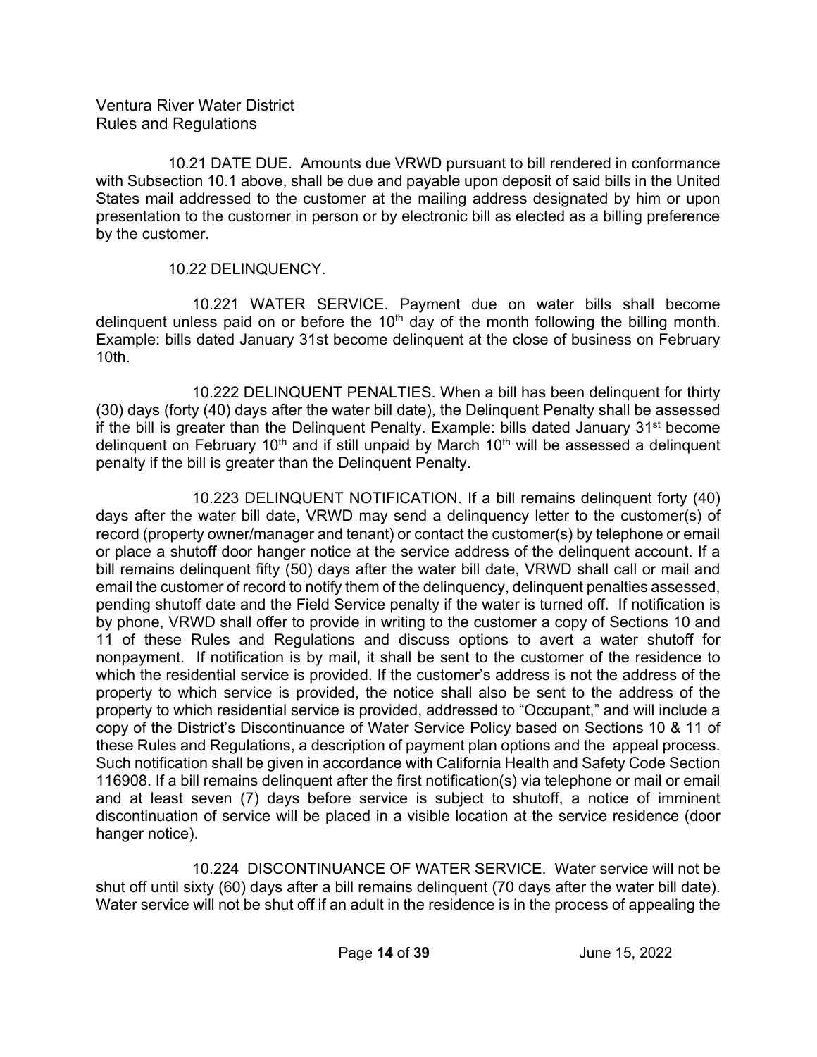10.21 DATE DUE. Amounts due VRWD pursuant to bill rendered in conformance with Subsection 10.1 above, shall be due and payable upon deposit of said bills in the United States mail addressed to the customer at the mailing address designated by him or upon presentation to the customer in person or by electronic bill as elected as a billing preference by the customer.

10.22 DELINQUENCY.

10.221 WATER SERVICE. Payment due on water bills shall become delinquent unless paid on or before the 10th day of the month following the billing month. Example: bills dated January 31st become delinquent at the close of business on February 10th.

10.222 DELINQUENT PENALTIES. When a bill has been delinquent for thirty (30) days (forty (40) days after the water bill date), the Delinquent Penalty shall be assessed if the bill is greater than the Delinquent Penalty. Example: bills dated January 31st become delinquent on February 10th and if still unpaid by March 10th will be assessed a delinquent penalty if the bill is greater than the Delinquent Penalty.

10.223 DELINQUENT NOTIFICATION. If a bill remains delinquent forty (40) days after the water bill date, VRWD may send a delinquency letter to the customer(s) of record (property owner/manager and tenant) or contact the customer(s) by telephone or email or place a shutoff door hanger notice at the service address of the delinquent account. If a bill remains delinquent fifty (50) days after the water bill date, VRWD shall call or mail and email the customer of record to notify them of the delinquency, delinquent penalties assessed, pending shutoff date and the Field Service penalty if the water is turned off. If notification is by phone, VRWD shall offer to provide in writing to the customer a copy of Sections 10 and 11 of these Rules and Regulations and discuss options to avert a water shutoff for nonpayment. If notification is by mail, it shall be sent to the customer of the residence to which the residential service is provided. If the customer's address is not the address of the property to which service is provided, the notice shall also be sent to the address of the property to which residential service is provided, addressed to "Occupant," and will include a copy of the District's Discontinuance of Water Service Policy based on Sections 10 & 11 of these Rules and Regulations, a description of payment plan options and the appeal process. Such notification shall be given in accordance with California Health and Safety Code Section 116908. If a bill remains delinquent after the first notification(s) via telephone or mail or email and at least seven (7) days before service is subject to shutoff, a notice of imminent discontinuation of service will be placed in a visible location at the service residence (door hanger notice).

10.224 DISCONTINUANCE OF WATER SERVICE. Water service will not be shut off until sixty (60) days after a bill remains delinquent (70 days after the water bill date). Water service will not be shut off if an adult in the residence is in the process of appealing the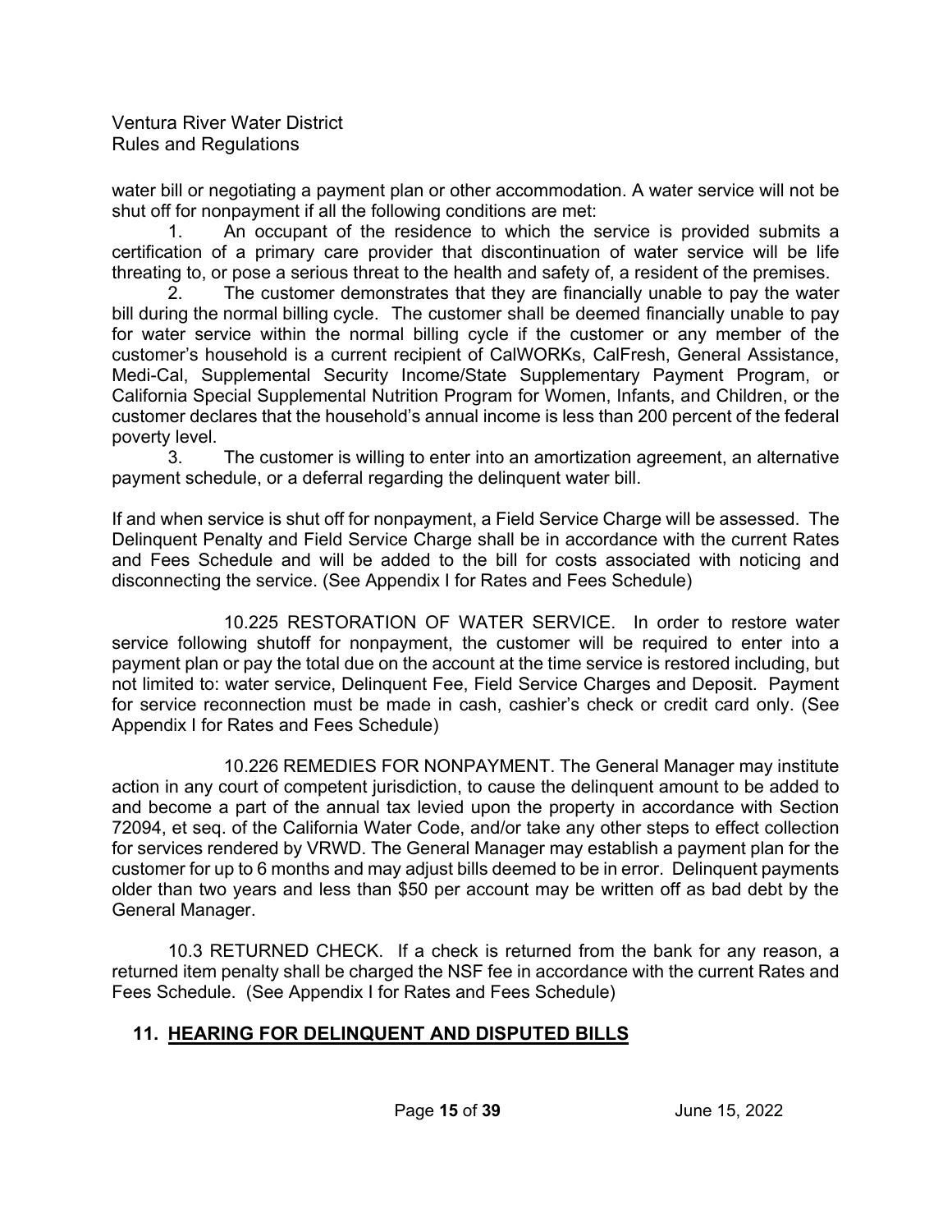water bill or negotiating a payment plan or other accommodation. A water service will not be shut off for nonpayment if all the following conditions are met:

1. An occupant of the residence to which the service is provided submits a certification of a primary care provider that discontinuation of water service will be life threating to, or pose a serious threat to the health and safety of, a resident of the premises.
2. The customer demonstrates that they are financially unable to pay the water bill during the normal billing cycle. The customer shall be deemed financially unable to pay for water service within the normal billing cycle if the customer or any member of the customer's household is a current recipient of CalWORKs, CalFresh, General Assistance, Medi-Cal, Supplemental Security Income/State Supplementary Payment Program, or California Special Supplemental Nutrition Program for Women, Infants, and Children, or the customer declares that the household's annual income is less than 200 percent of the federal poverty level.
3. The customer is willing to enter into an amortization agreement, an alternative payment schedule, or a deferral regarding the delinquent water bill.

If and when service is shut off for nonpayment, a Field Service Charge will be assessed. The Delinquent Penalty and Field Service Charge shall be in accordance with the current Rates and Fees Schedule and will be added to the bill for costs associated with noticing and disconnecting the service. (See Appendix I for Rates and Fees Schedule)

10.225 RESTORATION OF WATER SERVICE. In order to restore water service following shutoff for nonpayment, the customer will be required to enter into a payment plan or pay the total due on the account at the time service is restored including, but not limited to: water service, Delinquent Fee, Field Service Charges and Deposit. Payment for service reconnection must be made in cash, cashier's check or credit card only. (See Appendix I for Rates and Fees Schedule)

10.226 REMEDIES FOR NONPAYMENT. The General Manager may institute action in any court of competent jurisdiction, to cause the delinquent amount to be added to and become a part of the annual tax levied upon the property in accordance with Section 72094, et seq. of the California Water Code, and/or take any other steps to effect collection for services rendered by VRWD. The General Manager may establish a payment plan for the customer for up to 6 months and may adjust bills deemed to be in error. Delinquent payments older than two years and less than $50 per account may be written off as bad debt by the General Manager.

10.3 RETURNED CHECK. If a check is returned from the bank for any reason, a returned item penalty shall be charged the NSF fee in accordance with the current Rates and Fees Schedule. (See Appendix I for Rates and Fees Schedule)

## 11. HEARING FOR DELINQUENT AND DISPUTED BILLS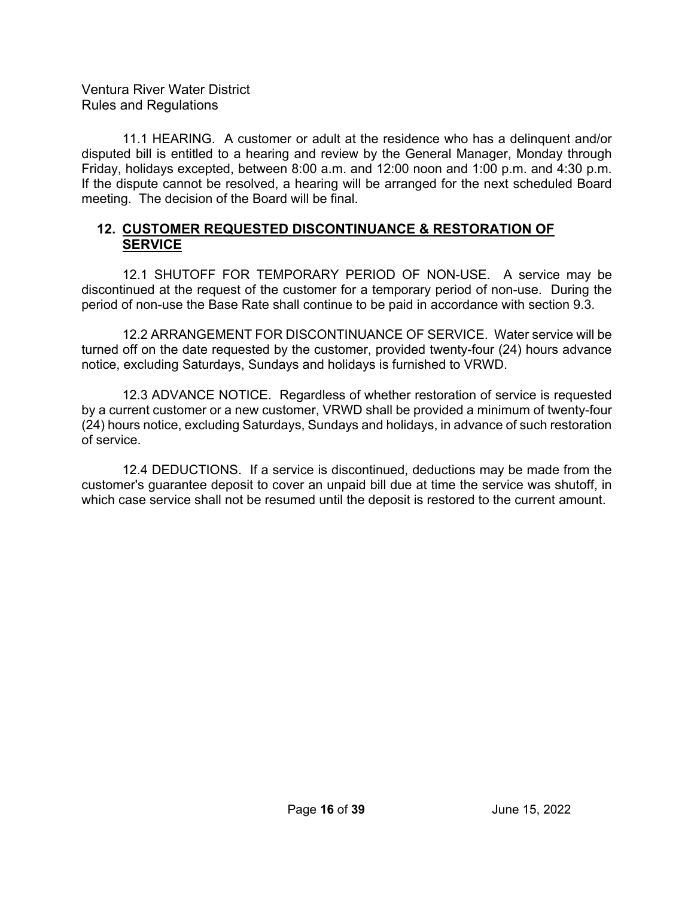11.1 HEARING. A customer or adult at the residence who has a delinquent and/or disputed bill is entitled to a hearing and review by the General Manager, Monday through Friday, holidays excepted, between 8:00 a.m. and 12:00 noon and 1:00 p.m. and 4:30 p.m. If the dispute cannot be resolved, a hearing will be arranged for the next scheduled Board meeting. The decision of the Board will be final.

## 12. CUSTOMER REQUESTED DISCONTINUANCE & RESTORATION OF SERVICE

12.1 SHUTOFF FOR TEMPORARY PERIOD OF NON-USE. A service may be discontinued at the request of the customer for a temporary period of non-use. During the period of non-use the Base Rate shall continue to be paid in accordance with section 9.3.

12.2 ARRANGEMENT FOR DISCONTINUANCE OF SERVICE. Water service will be turned off on the date requested by the customer, provided twenty-four (24) hours advance notice, excluding Saturdays, Sundays and holidays is furnished to VRWD.

12.3 ADVANCE NOTICE. Regardless of whether restoration of service is requested by a current customer or a new customer, VRWD shall be provided a minimum of twenty-four (24) hours notice, excluding Saturdays, Sundays and holidays, in advance of such restoration of service.

12.4 DEDUCTIONS. If a service is discontinued, deductions may be made from the customer's guarantee deposit to cover an unpaid bill due at time the service was shutoff, in which case service shall not be resumed until the deposit is restored to the current amount.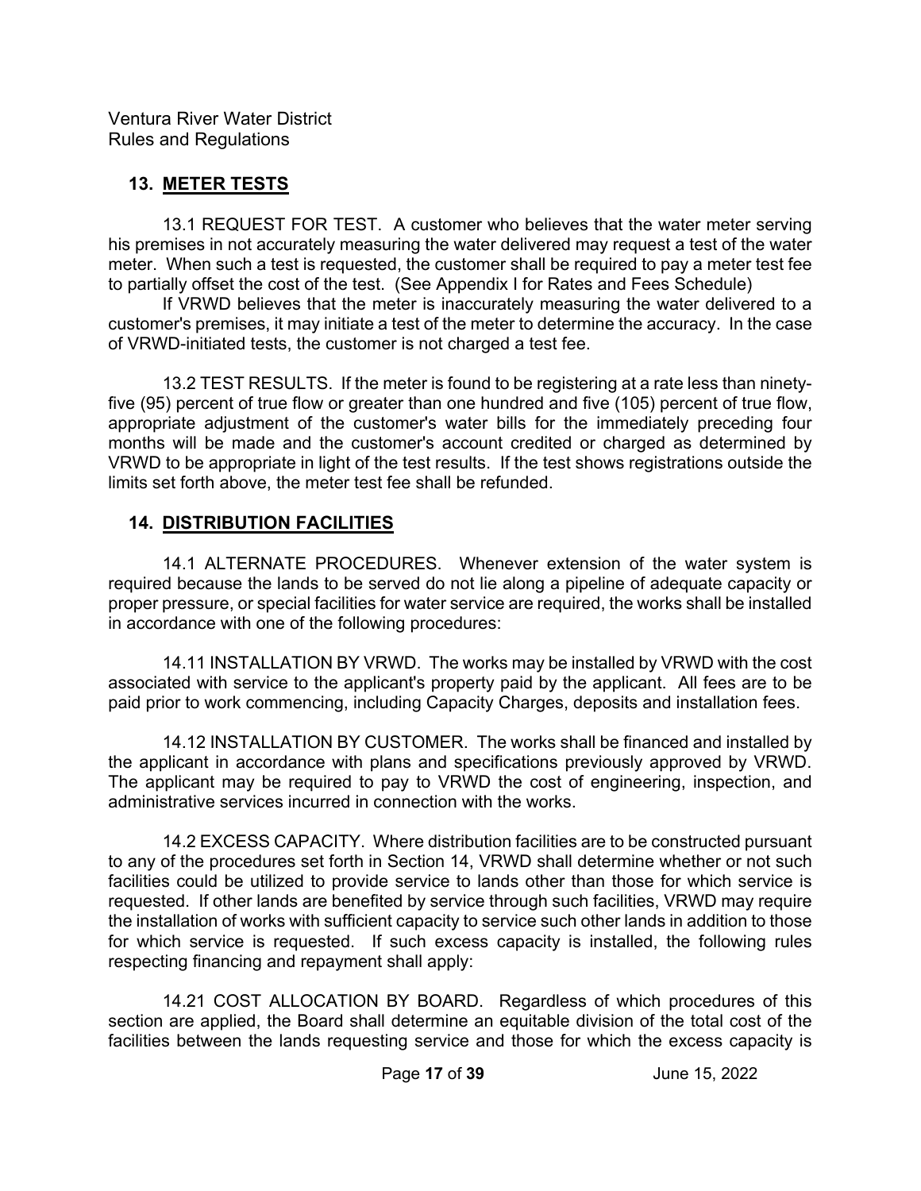## 13. METER TESTS

13.1 REQUEST FOR TEST. A customer who believes that the water meter serving his premises in not accurately measuring the water delivered may request a test of the water meter. When such a test is requested, the customer shall be required to pay a meter test fee to partially offset the cost of the test. (See Appendix I for Rates and Fees Schedule)

If VRWD believes that the meter is inaccurately measuring the water delivered to a customer's premises, it may initiate a test of the meter to determine the accuracy. In the case of VRWD-initiated tests, the customer is not charged a test fee.

13.2 TEST RESULTS. If the meter is found to be registering at a rate less than ninety-five (95) percent of true flow or greater than one hundred and five (105) percent of true flow, appropriate adjustment of the customer's water bills for the immediately preceding four months will be made and the customer's account credited or charged as determined by VRWD to be appropriate in light of the test results. If the test shows registrations outside the limits set forth above, the meter test fee shall be refunded.

## 14. DISTRIBUTION FACILITIES

14.1 ALTERNATE PROCEDURES. Whenever extension of the water system is required because the lands to be served do not lie along a pipeline of adequate capacity or proper pressure, or special facilities for water service are required, the works shall be installed in accordance with one of the following procedures:

14.11 INSTALLATION BY VRWD. The works may be installed by VRWD with the cost associated with service to the applicant's property paid by the applicant. All fees are to be paid prior to work commencing, including Capacity Charges, deposits and installation fees.

14.12 INSTALLATION BY CUSTOMER. The works shall be financed and installed by the applicant in accordance with plans and specifications previously approved by VRWD. The applicant may be required to pay to VRWD the cost of engineering, inspection, and administrative services incurred in connection with the works.

14.2 EXCESS CAPACITY. Where distribution facilities are to be constructed pursuant to any of the procedures set forth in Section 14, VRWD shall determine whether or not such facilities could be utilized to provide service to lands other than those for which service is requested. If other lands are benefited by service through such facilities, VRWD may require the installation of works with sufficient capacity to service such other lands in addition to those for which service is requested. If such excess capacity is installed, the following rules respecting financing and repayment shall apply:

14.21 COST ALLOCATION BY BOARD. Regardless of which procedures of this section are applied, the Board shall determine an equitable division of the total cost of the facilities between the lands requesting service and those for which the excess capacity is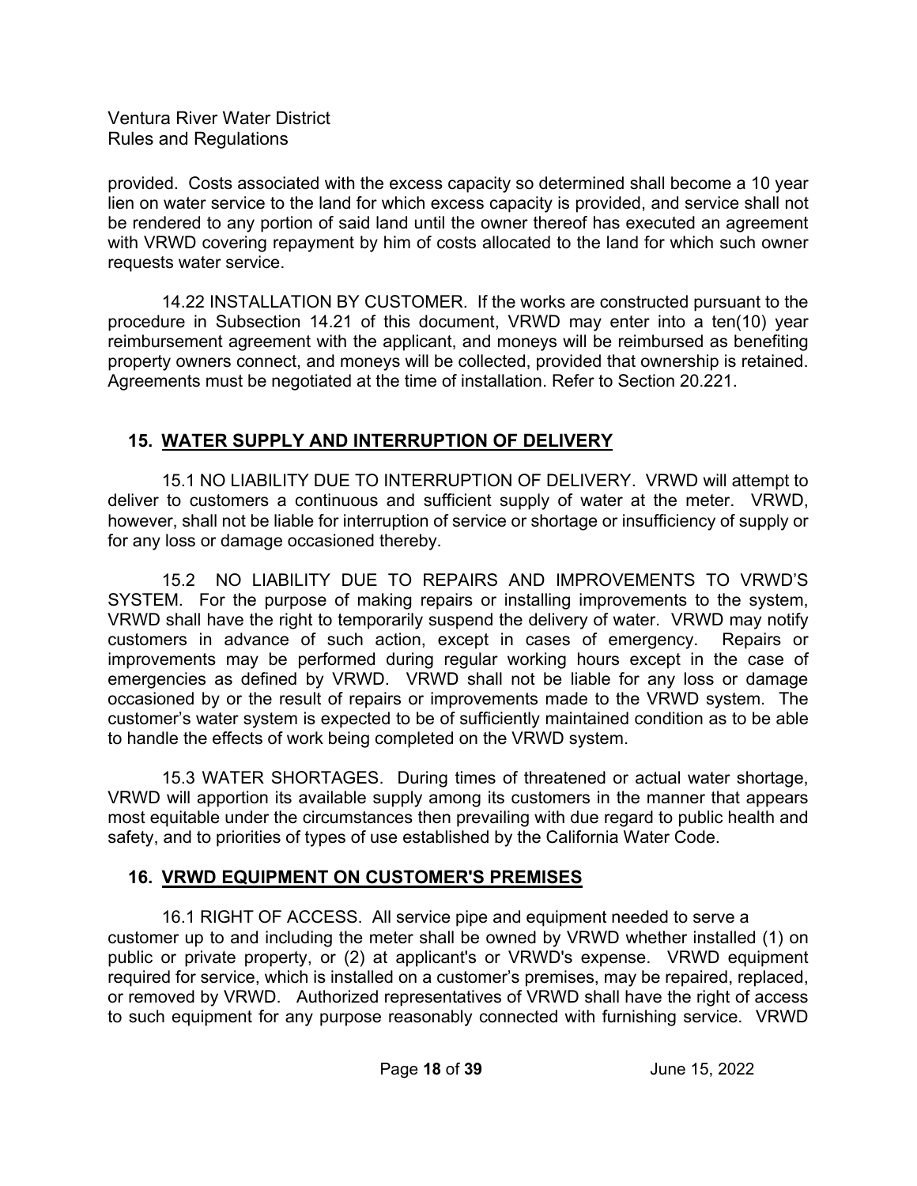provided. Costs associated with the excess capacity so determined shall become a 10 year lien on water service to the land for which excess capacity is provided, and service shall not be rendered to any portion of said land until the owner thereof has executed an agreement with VRWD covering repayment by him of costs allocated to the land for which such owner requests water service.

14.22 INSTALLATION BY CUSTOMER. If the works are constructed pursuant to the procedure in Subsection 14.21 of this document, VRWD may enter into a ten(10) year reimbursement agreement with the applicant, and moneys will be reimbursed as benefiting property owners connect, and moneys will be collected, provided that ownership is retained. Agreements must be negotiated at the time of installation. Refer to Section 20.221.

## 15. WATER SUPPLY AND INTERRUPTION OF DELIVERY

15.1 NO LIABILITY DUE TO INTERRUPTION OF DELIVERY. VRWD will attempt to deliver to customers a continuous and sufficient supply of water at the meter. VRWD, however, shall not be liable for interruption of service or shortage or insufficiency of supply or for any loss or damage occasioned thereby.

15.2 NO LIABILITY DUE TO REPAIRS AND IMPROVEMENTS TO VRWD'S SYSTEM. For the purpose of making repairs or installing improvements to the system, VRWD shall have the right to temporarily suspend the delivery of water. VRWD may notify customers in advance of such action, except in cases of emergency. Repairs or improvements may be performed during regular working hours except in the case of emergencies as defined by VRWD. VRWD shall not be liable for any loss or damage occasioned by or the result of repairs or improvements made to the VRWD system. The customer's water system is expected to be of sufficiently maintained condition as to be able to handle the effects of work being completed on the VRWD system.

15.3 WATER SHORTAGES. During times of threatened or actual water shortage, VRWD will apportion its available supply among its customers in the manner that appears most equitable under the circumstances then prevailing with due regard to public health and safety, and to priorities of types of use established by the California Water Code.

## 16. VRWD EQUIPMENT ON CUSTOMER'S PREMISES

16.1 RIGHT OF ACCESS. All service pipe and equipment needed to serve a customer up to and including the meter shall be owned by VRWD whether installed (1) on public or private property, or (2) at applicant's or VRWD's expense. VRWD equipment required for service, which is installed on a customer's premises, may be repaired, replaced, or removed by VRWD. Authorized representatives of VRWD shall have the right of access to such equipment for any purpose reasonably connected with furnishing service. VRWD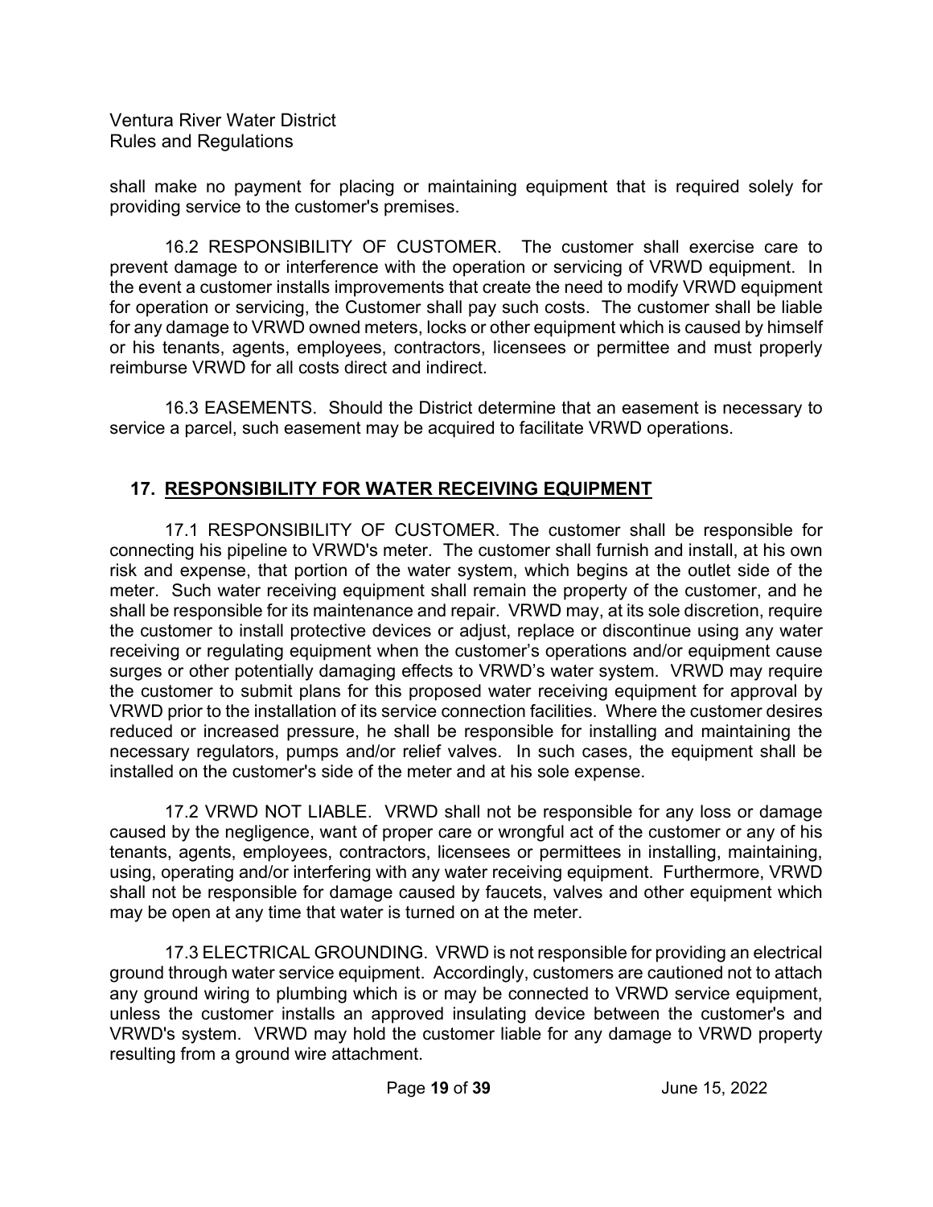shall make no payment for placing or maintaining equipment that is required solely for providing service to the customer's premises.

16.2 RESPONSIBILITY OF CUSTOMER. The customer shall exercise care to prevent damage to or interference with the operation or servicing of VRWD equipment. In the event a customer installs improvements that create the need to modify VRWD equipment for operation or servicing, the Customer shall pay such costs. The customer shall be liable for any damage to VRWD owned meters, locks or other equipment which is caused by himself or his tenants, agents, employees, contractors, licensees or permittee and must properly reimburse VRWD for all costs direct and indirect.

16.3 EASEMENTS. Should the District determine that an easement is necessary to service a parcel, such easement may be acquired to facilitate VRWD operations.

## 17. RESPONSIBILITY FOR WATER RECEIVING EQUIPMENT

17.1 RESPONSIBILITY OF CUSTOMER. The customer shall be responsible for connecting his pipeline to VRWD's meter. The customer shall furnish and install, at his own risk and expense, that portion of the water system, which begins at the outlet side of the meter. Such water receiving equipment shall remain the property of the customer, and he shall be responsible for its maintenance and repair. VRWD may, at its sole discretion, require the customer to install protective devices or adjust, replace or discontinue using any water receiving or regulating equipment when the customer's operations and/or equipment cause surges or other potentially damaging effects to VRWD's water system. VRWD may require the customer to submit plans for this proposed water receiving equipment for approval by VRWD prior to the installation of its service connection facilities. Where the customer desires reduced or increased pressure, he shall be responsible for installing and maintaining the necessary regulators, pumps and/or relief valves. In such cases, the equipment shall be installed on the customer's side of the meter and at his sole expense.

17.2 VRWD NOT LIABLE. VRWD shall not be responsible for any loss or damage caused by the negligence, want of proper care or wrongful act of the customer or any of his tenants, agents, employees, contractors, licensees or permittees in installing, maintaining, using, operating and/or interfering with any water receiving equipment. Furthermore, VRWD shall not be responsible for damage caused by faucets, valves and other equipment which may be open at any time that water is turned on at the meter.

17.3 ELECTRICAL GROUNDING. VRWD is not responsible for providing an electrical ground through water service equipment. Accordingly, customers are cautioned not to attach any ground wiring to plumbing which is or may be connected to VRWD service equipment, unless the customer installs an approved insulating device between the customer's and VRWD's system. VRWD may hold the customer liable for any damage to VRWD property resulting from a ground wire attachment.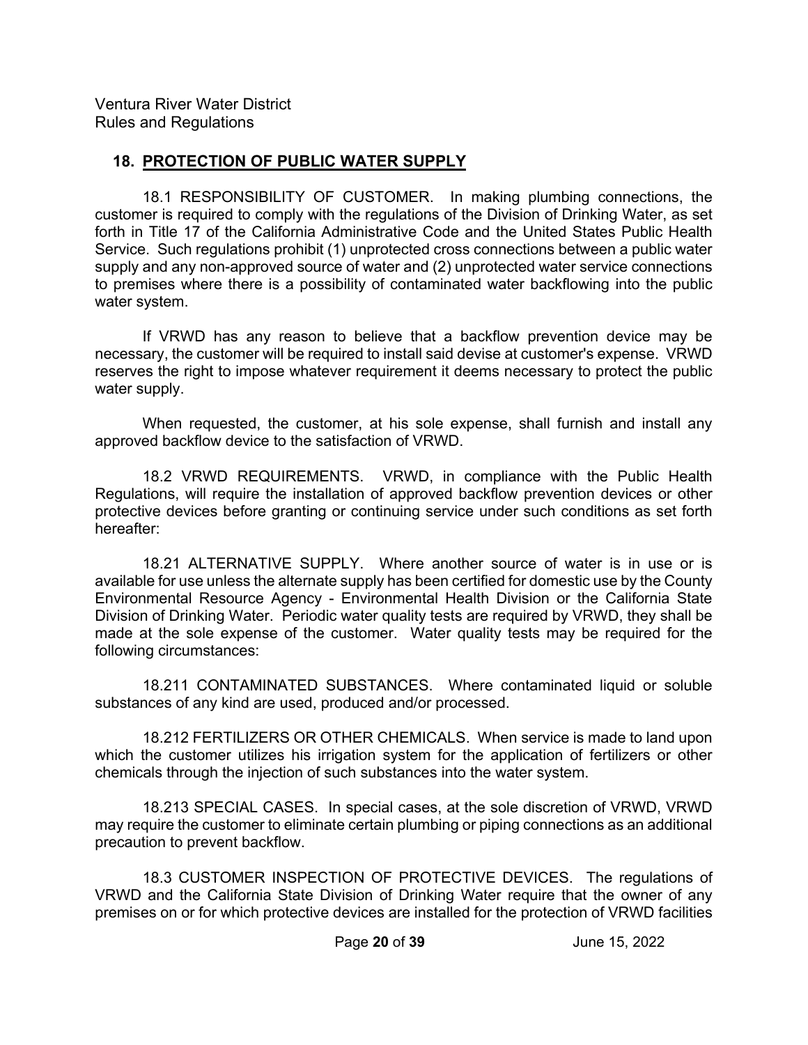## 18. PROTECTION OF PUBLIC WATER SUPPLY

18.1 RESPONSIBILITY OF CUSTOMER. In making plumbing connections, the customer is required to comply with the regulations of the Division of Drinking Water, as set forth in Title 17 of the California Administrative Code and the United States Public Health Service. Such regulations prohibit (1) unprotected cross connections between a public water supply and any non-approved source of water and (2) unprotected water service connections to premises where there is a possibility of contaminated water backflowing into the public water system.

If VRWD has any reason to believe that a backflow prevention device may be necessary, the customer will be required to install said devise at customer's expense. VRWD reserves the right to impose whatever requirement it deems necessary to protect the public water supply.

When requested, the customer, at his sole expense, shall furnish and install any approved backflow device to the satisfaction of VRWD.

18.2 VRWD REQUIREMENTS. VRWD, in compliance with the Public Health Regulations, will require the installation of approved backflow prevention devices or other protective devices before granting or continuing service under such conditions as set forth hereafter:

18.21 ALTERNATIVE SUPPLY. Where another source of water is in use or is available for use unless the alternate supply has been certified for domestic use by the County Environmental Resource Agency - Environmental Health Division or the California State Division of Drinking Water. Periodic water quality tests are required by VRWD, they shall be made at the sole expense of the customer. Water quality tests may be required for the following circumstances:

18.211 CONTAMINATED SUBSTANCES. Where contaminated liquid or soluble substances of any kind are used, produced and/or processed.

18.212 FERTILIZERS OR OTHER CHEMICALS. When service is made to land upon which the customer utilizes his irrigation system for the application of fertilizers or other chemicals through the injection of such substances into the water system.

18.213 SPECIAL CASES. In special cases, at the sole discretion of VRWD, VRWD may require the customer to eliminate certain plumbing or piping connections as an additional precaution to prevent backflow.

18.3 CUSTOMER INSPECTION OF PROTECTIVE DEVICES. The regulations of VRWD and the California State Division of Drinking Water require that the owner of any premises on or for which protective devices are installed for the protection of VRWD facilities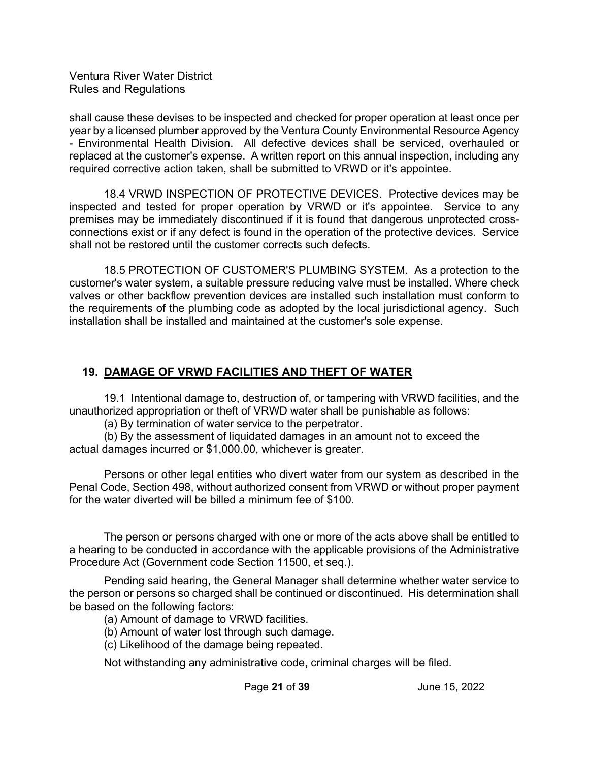shall cause these devises to be inspected and checked for proper operation at least once per year by a licensed plumber approved by the Ventura County Environmental Resource Agency - Environmental Health Division. All defective devices shall be serviced, overhauled or replaced at the customer's expense. A written report on this annual inspection, including any required corrective action taken, shall be submitted to VRWD or it's appointee.

18.4 VRWD INSPECTION OF PROTECTIVE DEVICES. Protective devices may be inspected and tested for proper operation by VRWD or it's appointee. Service to any premises may be immediately discontinued if it is found that dangerous unprotected cross-connections exist or if any defect is found in the operation of the protective devices. Service shall not be restored until the customer corrects such defects.

18.5 PROTECTION OF CUSTOMER'S PLUMBING SYSTEM. As a protection to the customer's water system, a suitable pressure reducing valve must be installed. Where check valves or other backflow prevention devices are installed such installation must conform to the requirements of the plumbing code as adopted by the local jurisdictional agency. Such installation shall be installed and maintained at the customer's sole expense.

## 19. DAMAGE OF VRWD FACILITIES AND THEFT OF WATER

19.1 Intentional damage to, destruction of, or tampering with VRWD facilities, and the unauthorized appropriation or theft of VRWD water shall be punishable as follows:

(a) By termination of water service to the perpetrator.

(b) By the assessment of liquidated damages in an amount not to exceed the actual damages incurred or $1,000.00, whichever is greater.

Persons or other legal entities who divert water from our system as described in the Penal Code, Section 498, without authorized consent from VRWD or without proper payment for the water diverted will be billed a minimum fee of $100.

The person or persons charged with one or more of the acts above shall be entitled to a hearing to be conducted in accordance with the applicable provisions of the Administrative Procedure Act (Government code Section 11500, et seq.).

Pending said hearing, the General Manager shall determine whether water service to the person or persons so charged shall be continued or discontinued. His determination shall be based on the following factors:

(a) Amount of damage to VRWD facilities.

(b) Amount of water lost through such damage.

(c) Likelihood of the damage being repeated.

Not withstanding any administrative code, criminal charges will be filed.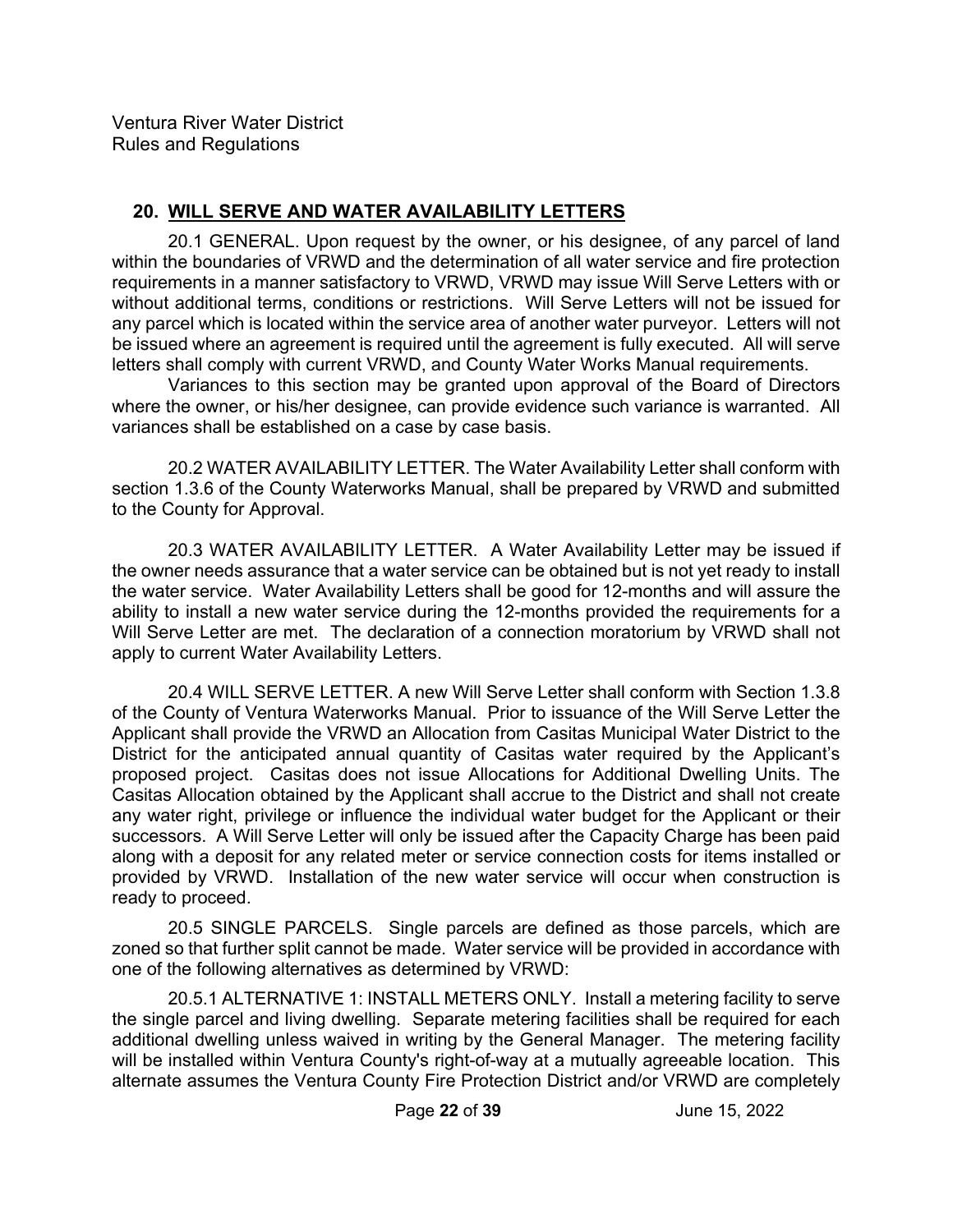## 20. WILL SERVE AND WATER AVAILABILITY LETTERS

20.1 GENERAL. Upon request by the owner, or his designee, of any parcel of land within the boundaries of VRWD and the determination of all water service and fire protection requirements in a manner satisfactory to VRWD, VRWD may issue Will Serve Letters with or without additional terms, conditions or restrictions. Will Serve Letters will not be issued for any parcel which is located within the service area of another water purveyor. Letters will not be issued where an agreement is required until the agreement is fully executed. All will serve letters shall comply with current VRWD, and County Water Works Manual requirements.

Variances to this section may be granted upon approval of the Board of Directors where the owner, or his/her designee, can provide evidence such variance is warranted. All variances shall be established on a case by case basis.

20.2 WATER AVAILABILITY LETTER. The Water Availability Letter shall conform with section 1.3.6 of the County Waterworks Manual, shall be prepared by VRWD and submitted to the County for Approval.

20.3 WATER AVAILABILITY LETTER. A Water Availability Letter may be issued if the owner needs assurance that a water service can be obtained but is not yet ready to install the water service. Water Availability Letters shall be good for 12-months and will assure the ability to install a new water service during the 12-months provided the requirements for a Will Serve Letter are met. The declaration of a connection moratorium by VRWD shall not apply to current Water Availability Letters.

20.4 WILL SERVE LETTER. A new Will Serve Letter shall conform with Section 1.3.8 of the County of Ventura Waterworks Manual. Prior to issuance of the Will Serve Letter the Applicant shall provide the VRWD an Allocation from Casitas Municipal Water District to the District for the anticipated annual quantity of Casitas water required by the Applicant's proposed project. Casitas does not issue Allocations for Additional Dwelling Units. The Casitas Allocation obtained by the Applicant shall accrue to the District and shall not create any water right, privilege or influence the individual water budget for the Applicant or their successors. A Will Serve Letter will only be issued after the Capacity Charge has been paid along with a deposit for any related meter or service connection costs for items installed or provided by VRWD. Installation of the new water service will occur when construction is ready to proceed.

20.5 SINGLE PARCELS. Single parcels are defined as those parcels, which are zoned so that further split cannot be made. Water service will be provided in accordance with one of the following alternatives as determined by VRWD:

20.5.1 ALTERNATIVE 1: INSTALL METERS ONLY. Install a metering facility to serve the single parcel and living dwelling. Separate metering facilities shall be required for each additional dwelling unless waived in writing by the General Manager. The metering facility will be installed within Ventura County's right-of-way at a mutually agreeable location. This alternate assumes the Ventura County Fire Protection District and/or VRWD are completely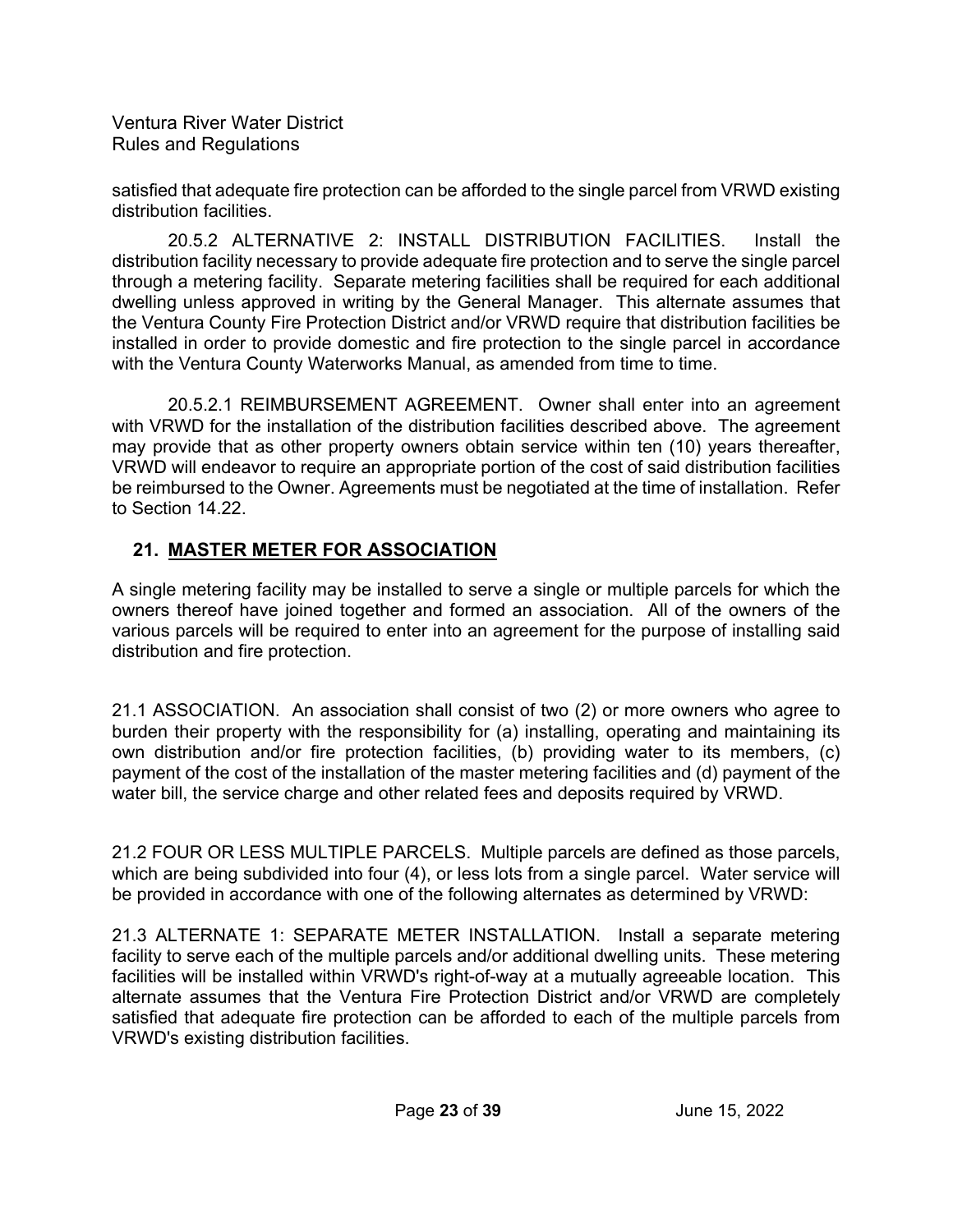satisfied that adequate fire protection can be afforded to the single parcel from VRWD existing distribution facilities.

20.5.2 ALTERNATIVE 2: INSTALL DISTRIBUTION FACILITIES. Install the distribution facility necessary to provide adequate fire protection and to serve the single parcel through a metering facility. Separate metering facilities shall be required for each additional dwelling unless approved in writing by the General Manager. This alternate assumes that the Ventura County Fire Protection District and/or VRWD require that distribution facilities be installed in order to provide domestic and fire protection to the single parcel in accordance with the Ventura County Waterworks Manual, as amended from time to time.

20.5.2.1 REIMBURSEMENT AGREEMENT. Owner shall enter into an agreement with VRWD for the installation of the distribution facilities described above. The agreement may provide that as other property owners obtain service within ten (10) years thereafter, VRWD will endeavor to require an appropriate portion of the cost of said distribution facilities be reimbursed to the Owner. Agreements must be negotiated at the time of installation. Refer to Section 14.22.

## 21. MASTER METER FOR ASSOCIATION

A single metering facility may be installed to serve a single or multiple parcels for which the owners thereof have joined together and formed an association. All of the owners of the various parcels will be required to enter into an agreement for the purpose of installing said distribution and fire protection.

21.1 ASSOCIATION. An association shall consist of two (2) or more owners who agree to burden their property with the responsibility for (a) installing, operating and maintaining its own distribution and/or fire protection facilities, (b) providing water to its members, (c) payment of the cost of the installation of the master metering facilities and (d) payment of the water bill, the service charge and other related fees and deposits required by VRWD.

21.2 FOUR OR LESS MULTIPLE PARCELS. Multiple parcels are defined as those parcels, which are being subdivided into four (4), or less lots from a single parcel. Water service will be provided in accordance with one of the following alternates as determined by VRWD:

21.3 ALTERNATE 1: SEPARATE METER INSTALLATION. Install a separate metering facility to serve each of the multiple parcels and/or additional dwelling units. These metering facilities will be installed within VRWD's right-of-way at a mutually agreeable location. This alternate assumes that the Ventura Fire Protection District and/or VRWD are completely satisfied that adequate fire protection can be afforded to each of the multiple parcels from VRWD's existing distribution facilities.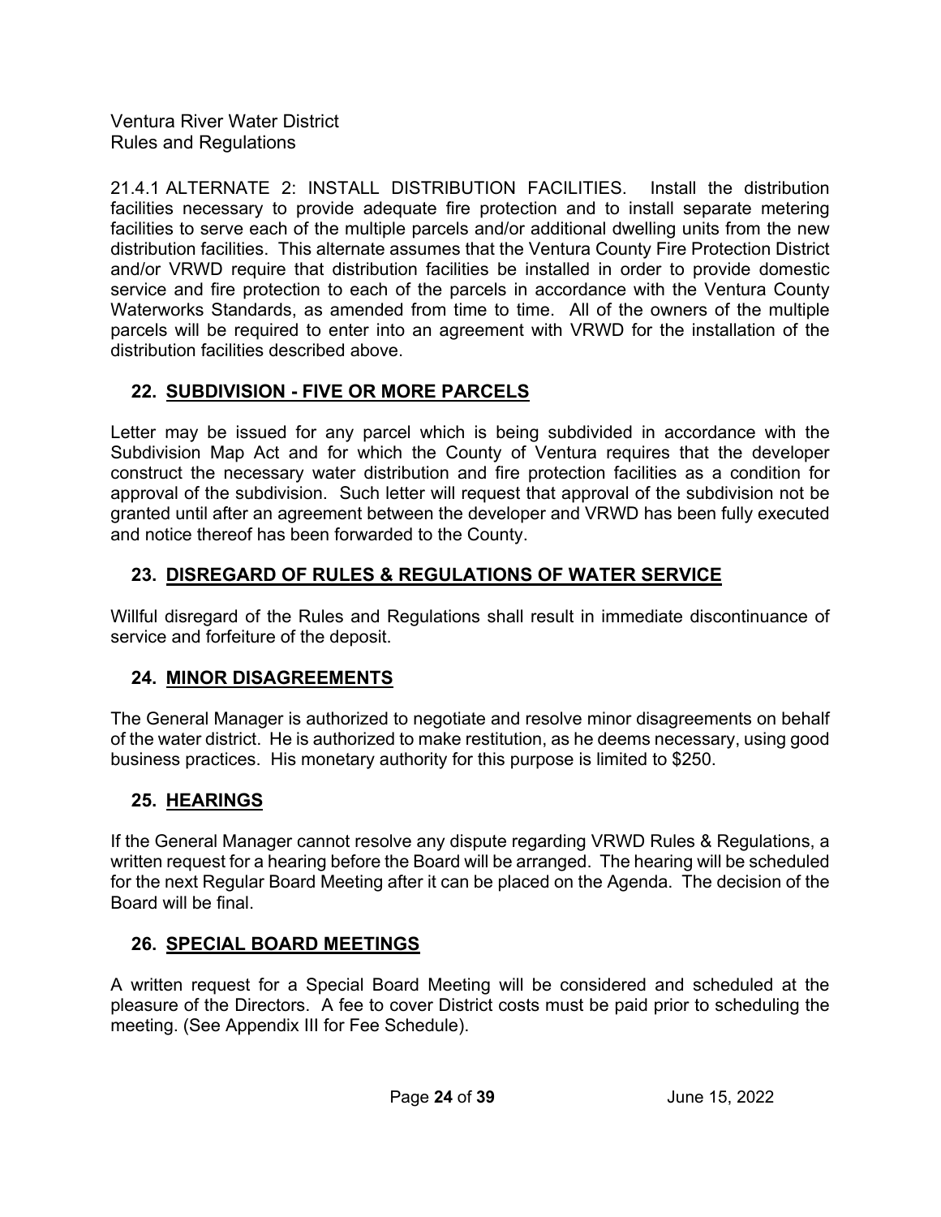21.4.1 ALTERNATE 2: INSTALL DISTRIBUTION FACILITIES. Install the distribution facilities necessary to provide adequate fire protection and to install separate metering facilities to serve each of the multiple parcels and/or additional dwelling units from the new distribution facilities. This alternate assumes that the Ventura County Fire Protection District and/or VRWD require that distribution facilities be installed in order to provide domestic service and fire protection to each of the parcels in accordance with the Ventura County Waterworks Standards, as amended from time to time. All of the owners of the multiple parcels will be required to enter into an agreement with VRWD for the installation of the distribution facilities described above.

## 22. SUBDIVISION - FIVE OR MORE PARCELS

Letter may be issued for any parcel which is being subdivided in accordance with the Subdivision Map Act and for which the County of Ventura requires that the developer construct the necessary water distribution and fire protection facilities as a condition for approval of the subdivision. Such letter will request that approval of the subdivision not be granted until after an agreement between the developer and VRWD has been fully executed and notice thereof has been forwarded to the County.

## 23. DISREGARD OF RULES & REGULATIONS OF WATER SERVICE

Willful disregard of the Rules and Regulations shall result in immediate discontinuance of service and forfeiture of the deposit.

## 24. MINOR DISAGREEMENTS

The General Manager is authorized to negotiate and resolve minor disagreements on behalf of the water district. He is authorized to make restitution, as he deems necessary, using good business practices. His monetary authority for this purpose is limited to $250.

## 25. HEARINGS

If the General Manager cannot resolve any dispute regarding VRWD Rules & Regulations, a written request for a hearing before the Board will be arranged. The hearing will be scheduled for the next Regular Board Meeting after it can be placed on the Agenda. The decision of the Board will be final.

## 26. SPECIAL BOARD MEETINGS

A written request for a Special Board Meeting will be considered and scheduled at the pleasure of the Directors. A fee to cover District costs must be paid prior to scheduling the meeting. (See Appendix III for Fee Schedule).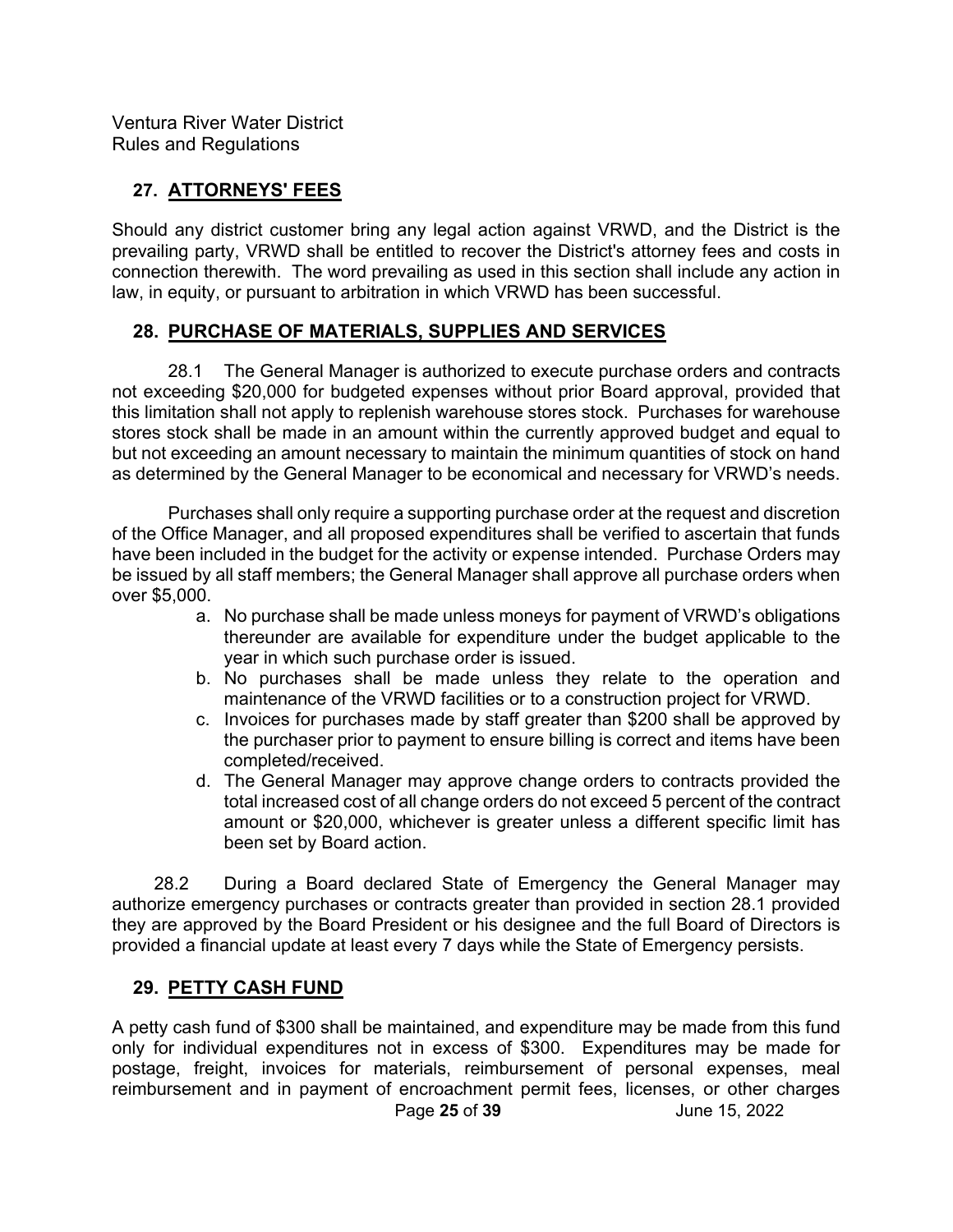## 27. ATTORNEYS' FEES

Should any district customer bring any legal action against VRWD, and the District is the prevailing party, VRWD shall be entitled to recover the District's attorney fees and costs in connection therewith. The word prevailing as used in this section shall include any action in law, in equity, or pursuant to arbitration in which VRWD has been successful.

## 28. PURCHASE OF MATERIALS, SUPPLIES AND SERVICES

28.1 The General Manager is authorized to execute purchase orders and contracts not exceeding $20,000 for budgeted expenses without prior Board approval, provided that this limitation shall not apply to replenish warehouse stores stock. Purchases for warehouse stores stock shall be made in an amount within the currently approved budget and equal to but not exceeding an amount necessary to maintain the minimum quantities of stock on hand as determined by the General Manager to be economical and necessary for VRWD's needs.

Purchases shall only require a supporting purchase order at the request and discretion of the Office Manager, and all proposed expenditures shall be verified to ascertain that funds have been included in the budget for the activity or expense intended. Purchase Orders may be issued by all staff members; the General Manager shall approve all purchase orders when over $5,000.

a. No purchase shall be made unless moneys for payment of VRWD's obligations thereunder are available for expenditure under the budget applicable to the year in which such purchase order is issued.
b. No purchases shall be made unless they relate to the operation and maintenance of the VRWD facilities or to a construction project for VRWD.
c. Invoices for purchases made by staff greater than $200 shall be approved by the purchaser prior to payment to ensure billing is correct and items have been completed/received.
d. The General Manager may approve change orders to contracts provided the total increased cost of all change orders do not exceed 5 percent of the contract amount or $20,000, whichever is greater unless a different specific limit has been set by Board action.

28.2 During a Board declared State of Emergency the General Manager may authorize emergency purchases or contracts greater than provided in section 28.1 provided they are approved by the Board President or his designee and the full Board of Directors is provided a financial update at least every 7 days while the State of Emergency persists.

## 29. PETTY CASH FUND

A petty cash fund of $300 shall be maintained, and expenditure may be made from this fund only for individual expenditures not in excess of $300. Expenditures may be made for postage, freight, invoices for materials, reimbursement of personal expenses, meal reimbursement and in payment of encroachment permit fees, licenses, or other charges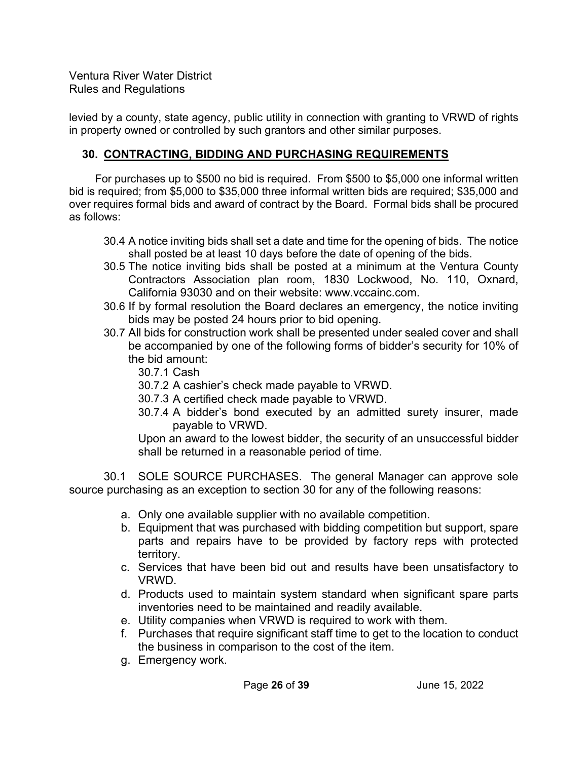levied by a county, state agency, public utility in connection with granting to VRWD of rights in property owned or controlled by such grantors and other similar purposes.

## 30. CONTRACTING, BIDDING AND PURCHASING REQUIREMENTS

For purchases up to $500 no bid is required. From $500 to $5,000 one informal written bid is required; from $5,000 to $35,000 three informal written bids are required; $35,000 and over requires formal bids and award of contract by the Board. Formal bids shall be procured as follows:

30.4 A notice inviting bids shall set a date and time for the opening of bids. The notice shall posted be at least 10 days before the date of opening of the bids.

30.5 The notice inviting bids shall be posted at a minimum at the Ventura County Contractors Association plan room, 1830 Lockwood, No. 110, Oxnard, California 93030 and on their website: www.vccainc.com.

30.6 If by formal resolution the Board declares an emergency, the notice inviting bids may be posted 24 hours prior to bid opening.

30.7 All bids for construction work shall be presented under sealed cover and shall be accompanied by one of the following forms of bidder's security for 10% of the bid amount:

- 30.7.1 Cash
- 30.7.2 A cashier's check made payable to VRWD.
- 30.7.3 A certified check made payable to VRWD.
- 30.7.4 A bidder's bond executed by an admitted surety insurer, made payable to VRWD.

Upon an award to the lowest bidder, the security of an unsuccessful bidder shall be returned in a reasonable period of time.

30.1 SOLE SOURCE PURCHASES. The general Manager can approve sole source purchasing as an exception to section 30 for any of the following reasons:

a. Only one available supplier with no available competition.
b. Equipment that was purchased with bidding competition but support, spare parts and repairs have to be provided by factory reps with protected territory.
c. Services that have been bid out and results have been unsatisfactory to VRWD.
d. Products used to maintain system standard when significant spare parts inventories need to be maintained and readily available.
e. Utility companies when VRWD is required to work with them.
f. Purchases that require significant staff time to get to the location to conduct the business in comparison to the cost of the item.
g. Emergency work.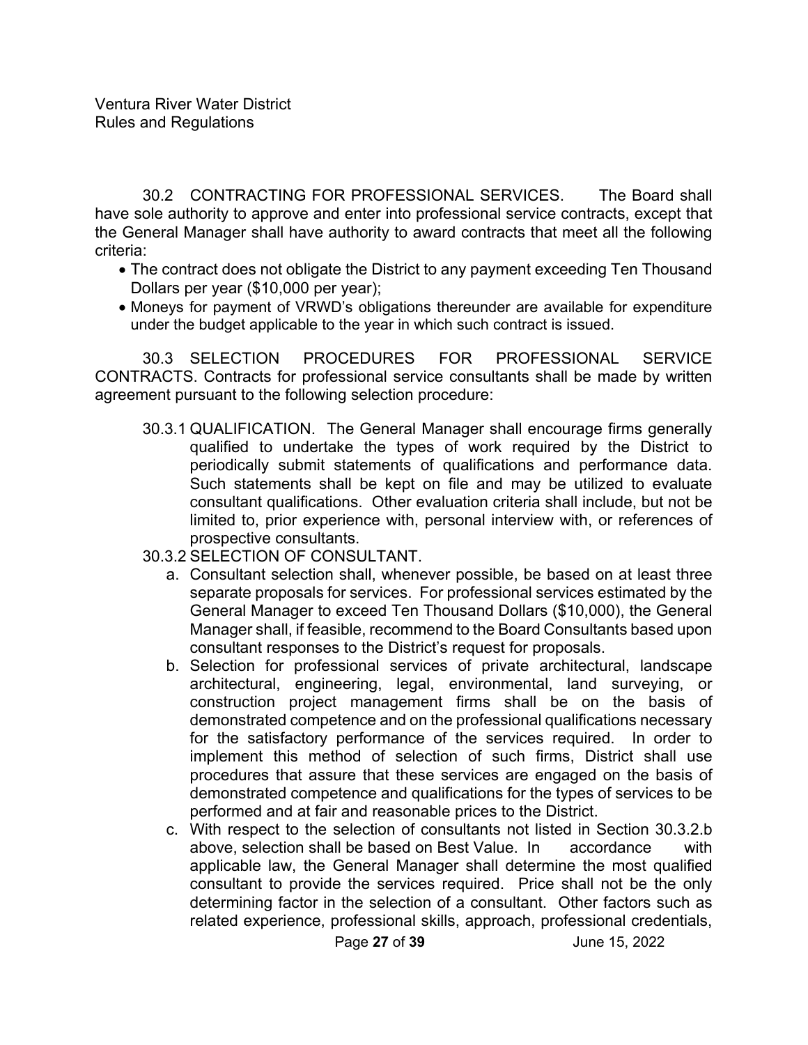30.2 CONTRACTING FOR PROFESSIONAL SERVICES. The Board shall have sole authority to approve and enter into professional service contracts, except that the General Manager shall have authority to award contracts that meet all the following criteria:

- The contract does not obligate the District to any payment exceeding Ten Thousand Dollars per year ($10,000 per year);
- Moneys for payment of VRWD's obligations thereunder are available for expenditure under the budget applicable to the year in which such contract is issued.

30.3 SELECTION PROCEDURES FOR PROFESSIONAL SERVICE CONTRACTS. Contracts for professional service consultants shall be made by written agreement pursuant to the following selection procedure:

30.3.1 QUALIFICATION. The General Manager shall encourage firms generally qualified to undertake the types of work required by the District to periodically submit statements of qualifications and performance data. Such statements shall be kept on file and may be utilized to evaluate consultant qualifications. Other evaluation criteria shall include, but not be limited to, prior experience with, personal interview with, or references of prospective consultants.

30.3.2 SELECTION OF CONSULTANT.

a. Consultant selection shall, whenever possible, be based on at least three separate proposals for services. For professional services estimated by the General Manager to exceed Ten Thousand Dollars ($10,000), the General Manager shall, if feasible, recommend to the Board Consultants based upon consultant responses to the District's request for proposals.

b. Selection for professional services of private architectural, landscape architectural, engineering, legal, environmental, land surveying, or construction project management firms shall be on the basis of demonstrated competence and on the professional qualifications necessary for the satisfactory performance of the services required. In order to implement this method of selection of such firms, District shall use procedures that assure that these services are engaged on the basis of demonstrated competence and qualifications for the types of services to be performed and at fair and reasonable prices to the District.

c. With respect to the selection of consultants not listed in Section 30.3.2.b above, selection shall be based on Best Value. In accordance with applicable law, the General Manager shall determine the most qualified consultant to provide the services required. Price shall not be the only determining factor in the selection of a consultant. Other factors such as related experience, professional skills, approach, professional credentials,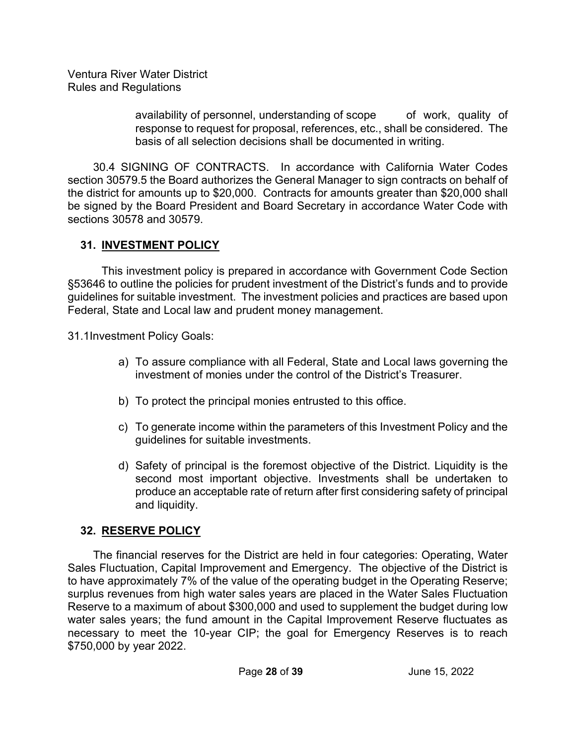availability of personnel, understanding of scope of work, quality of response to request for proposal, references, etc., shall be considered. The basis of all selection decisions shall be documented in writing.

30.4 SIGNING OF CONTRACTS. In accordance with California Water Codes section 30579.5 the Board authorizes the General Manager to sign contracts on behalf of the district for amounts up to $20,000. Contracts for amounts greater than $20,000 shall be signed by the Board President and Board Secretary in accordance Water Code with sections 30578 and 30579.

## 31. INVESTMENT POLICY

This investment policy is prepared in accordance with Government Code Section §53646 to outline the policies for prudent investment of the District's funds and to provide guidelines for suitable investment. The investment policies and practices are based upon Federal, State and Local law and prudent money management.

31.1Investment Policy Goals:

a) To assure compliance with all Federal, State and Local laws governing the investment of monies under the control of the District's Treasurer.

b) To protect the principal monies entrusted to this office.

c) To generate income within the parameters of this Investment Policy and the guidelines for suitable investments.

d) Safety of principal is the foremost objective of the District. Liquidity is the second most important objective. Investments shall be undertaken to produce an acceptable rate of return after first considering safety of principal and liquidity.

## 32. RESERVE POLICY

The financial reserves for the District are held in four categories: Operating, Water Sales Fluctuation, Capital Improvement and Emergency. The objective of the District is to have approximately 7% of the value of the operating budget in the Operating Reserve; surplus revenues from high water sales years are placed in the Water Sales Fluctuation Reserve to a maximum of about $300,000 and used to supplement the budget during low water sales years; the fund amount in the Capital Improvement Reserve fluctuates as necessary to meet the 10-year CIP; the goal for Emergency Reserves is to reach $750,000 by year 2022.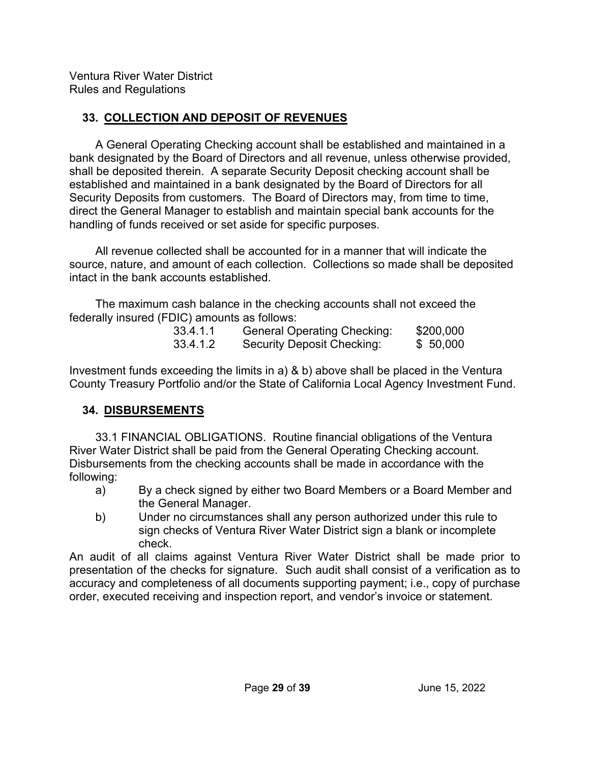## 33. COLLECTION AND DEPOSIT OF REVENUES

A General Operating Checking account shall be established and maintained in a bank designated by the Board of Directors and all revenue, unless otherwise provided, shall be deposited therein. A separate Security Deposit checking account shall be established and maintained in a bank designated by the Board of Directors for all Security Deposits from customers. The Board of Directors may, from time to time, direct the General Manager to establish and maintain special bank accounts for the handling of funds received or set aside for specific purposes.

All revenue collected shall be accounted for in a manner that will indicate the source, nature, and amount of each collection. Collections so made shall be deposited intact in the bank accounts established.

The maximum cash balance in the checking accounts shall not exceed the federally insured (FDIC) amounts as follows:

| | | |
|---|---|---|
| 33.4.1.1 | General Operating Checking: | $200,000 |
| 33.4.1.2 | Security Deposit Checking: | $ 50,000 |

Investment funds exceeding the limits in a) & b) above shall be placed in the Ventura County Treasury Portfolio and/or the State of California Local Agency Investment Fund.

## 34. DISBURSEMENTS

33.1 FINANCIAL OBLIGATIONS. Routine financial obligations of the Ventura River Water District shall be paid from the General Operating Checking account. Disbursements from the checking accounts shall be made in accordance with the following:

a) By a check signed by either two Board Members or a Board Member and the General Manager.

b) Under no circumstances shall any person authorized under this rule to sign checks of Ventura River Water District sign a blank or incomplete check.

An audit of all claims against Ventura River Water District shall be made prior to presentation of the checks for signature. Such audit shall consist of a verification as to accuracy and completeness of all documents supporting payment; i.e., copy of purchase order, executed receiving and inspection report, and vendor's invoice or statement.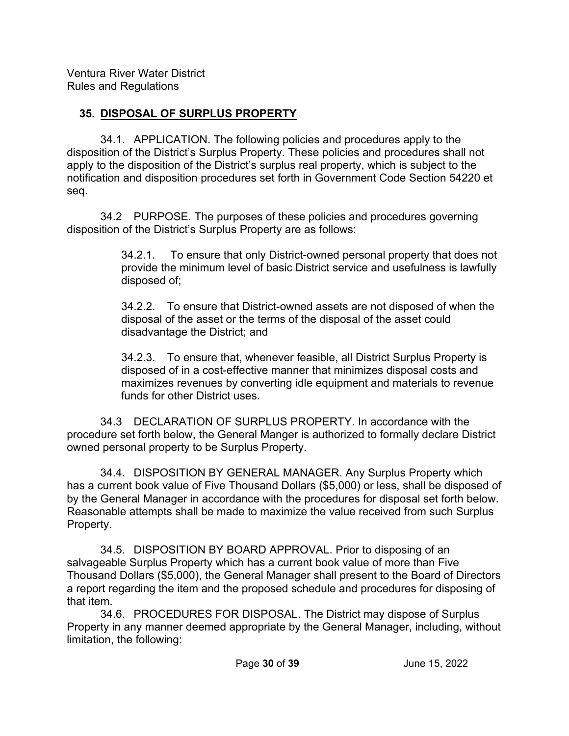Ventura River Water District
Rules and Regulations

## 35. DISPOSAL OF SURPLUS PROPERTY

34.1. APPLICATION. The following policies and procedures apply to the disposition of the District's Surplus Property. These policies and procedures shall not apply to the disposition of the District's surplus real property, which is subject to the notification and disposition procedures set forth in Government Code Section 54220 et seq.

34.2 PURPOSE. The purposes of these policies and procedures governing disposition of the District's Surplus Property are as follows:

> 34.2.1. To ensure that only District-owned personal property that does not provide the minimum level of basic District service and usefulness is lawfully disposed of;
>
> 34.2.2. To ensure that District-owned assets are not disposed of when the disposal of the asset or the terms of the disposal of the asset could disadvantage the District; and
>
> 34.2.3. To ensure that, whenever feasible, all District Surplus Property is disposed of in a cost-effective manner that minimizes disposal costs and maximizes revenues by converting idle equipment and materials to revenue funds for other District uses.

34.3 DECLARATION OF SURPLUS PROPERTY. In accordance with the procedure set forth below, the General Manger is authorized to formally declare District owned personal property to be Surplus Property.

34.4. DISPOSITION BY GENERAL MANAGER. Any Surplus Property which has a current book value of Five Thousand Dollars ($5,000) or less, shall be disposed of by the General Manager in accordance with the procedures for disposal set forth below. Reasonable attempts shall be made to maximize the value received from such Surplus Property.

34.5. DISPOSITION BY BOARD APPROVAL. Prior to disposing of an salvageable Surplus Property which has a current book value of more than Five Thousand Dollars ($5,000), the General Manager shall present to the Board of Directors a report regarding the item and the proposed schedule and procedures for disposing of that item.

34.6. PROCEDURES FOR DISPOSAL. The District may dispose of Surplus Property in any manner deemed appropriate by the General Manager, including, without limitation, the following: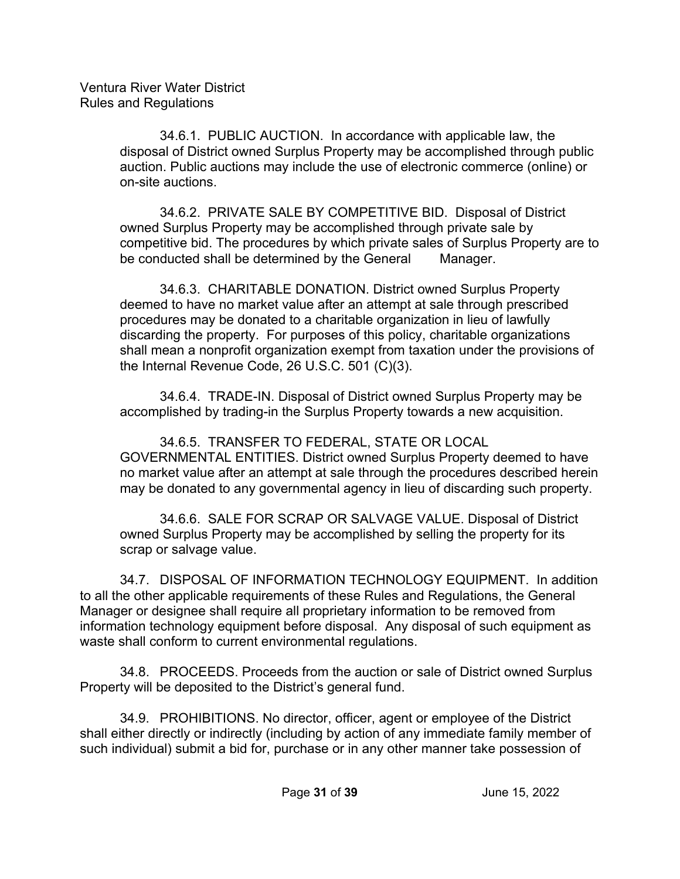34.6.1. PUBLIC AUCTION. In accordance with applicable law, the disposal of District owned Surplus Property may be accomplished through public auction. Public auctions may include the use of electronic commerce (online) or on-site auctions.

34.6.2. PRIVATE SALE BY COMPETITIVE BID. Disposal of District owned Surplus Property may be accomplished through private sale by competitive bid. The procedures by which private sales of Surplus Property are to be conducted shall be determined by the General Manager.

34.6.3. CHARITABLE DONATION. District owned Surplus Property deemed to have no market value after an attempt at sale through prescribed procedures may be donated to a charitable organization in lieu of lawfully discarding the property. For purposes of this policy, charitable organizations shall mean a nonprofit organization exempt from taxation under the provisions of the Internal Revenue Code, 26 U.S.C. 501 (C)(3).

34.6.4. TRADE-IN. Disposal of District owned Surplus Property may be accomplished by trading-in the Surplus Property towards a new acquisition.

34.6.5. TRANSFER TO FEDERAL, STATE OR LOCAL GOVERNMENTAL ENTITIES. District owned Surplus Property deemed to have no market value after an attempt at sale through the procedures described herein may be donated to any governmental agency in lieu of discarding such property.

34.6.6. SALE FOR SCRAP OR SALVAGE VALUE. Disposal of District owned Surplus Property may be accomplished by selling the property for its scrap or salvage value.

34.7. DISPOSAL OF INFORMATION TECHNOLOGY EQUIPMENT. In addition to all the other applicable requirements of these Rules and Regulations, the General Manager or designee shall require all proprietary information to be removed from information technology equipment before disposal. Any disposal of such equipment as waste shall conform to current environmental regulations.

34.8. PROCEEDS. Proceeds from the auction or sale of District owned Surplus Property will be deposited to the District's general fund.

34.9. PROHIBITIONS. No director, officer, agent or employee of the District shall either directly or indirectly (including by action of any immediate family member of such individual) submit a bid for, purchase or in any other manner take possession of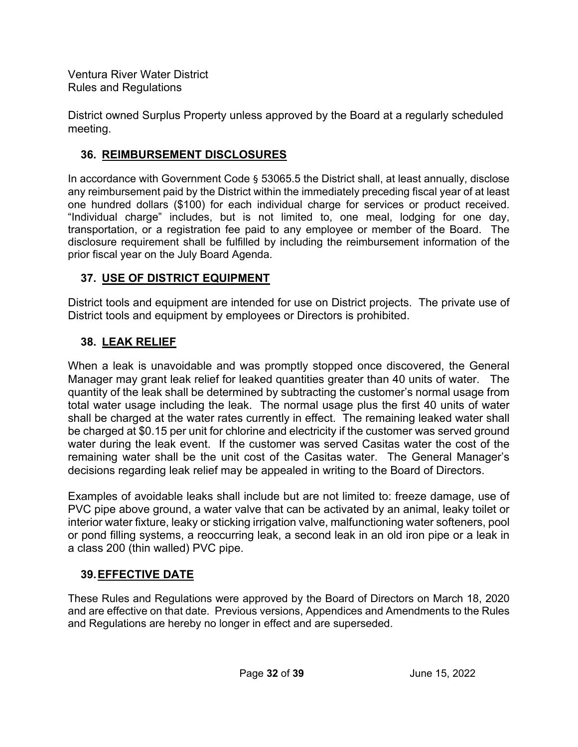District owned Surplus Property unless approved by the Board at a regularly scheduled meeting.

## 36. REIMBURSEMENT DISCLOSURES

In accordance with Government Code § 53065.5 the District shall, at least annually, disclose any reimbursement paid by the District within the immediately preceding fiscal year of at least one hundred dollars ($100) for each individual charge for services or product received. "Individual charge" includes, but is not limited to, one meal, lodging for one day, transportation, or a registration fee paid to any employee or member of the Board. The disclosure requirement shall be fulfilled by including the reimbursement information of the prior fiscal year on the July Board Agenda.

## 37. USE OF DISTRICT EQUIPMENT

District tools and equipment are intended for use on District projects. The private use of District tools and equipment by employees or Directors is prohibited.

## 38. LEAK RELIEF

When a leak is unavoidable and was promptly stopped once discovered, the General Manager may grant leak relief for leaked quantities greater than 40 units of water. The quantity of the leak shall be determined by subtracting the customer's normal usage from total water usage including the leak. The normal usage plus the first 40 units of water shall be charged at the water rates currently in effect. The remaining leaked water shall be charged at $0.15 per unit for chlorine and electricity if the customer was served ground water during the leak event. If the customer was served Casitas water the cost of the remaining water shall be the unit cost of the Casitas water. The General Manager's decisions regarding leak relief may be appealed in writing to the Board of Directors.

Examples of avoidable leaks shall include but are not limited to: freeze damage, use of PVC pipe above ground, a water valve that can be activated by an animal, leaky toilet or interior water fixture, leaky or sticking irrigation valve, malfunctioning water softeners, pool or pond filling systems, a reoccurring leak, a second leak in an old iron pipe or a leak in a class 200 (thin walled) PVC pipe.

## 39. EFFECTIVE DATE

These Rules and Regulations were approved by the Board of Directors on March 18, 2020 and are effective on that date. Previous versions, Appendices and Amendments to the Rules and Regulations are hereby no longer in effect and are superseded.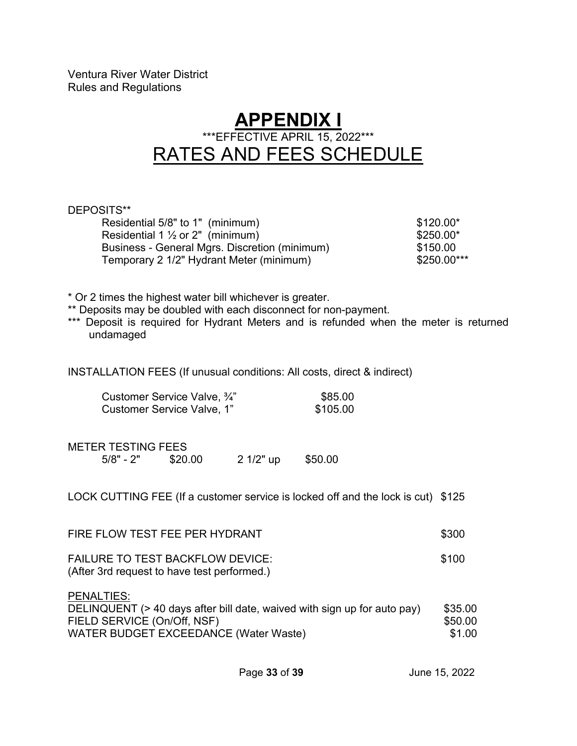Ventura River Water District
Rules and Regulations

# APPENDIX I

***EFFECTIVE APRIL 15, 2022***

# RATES AND FEES SCHEDULE

DEPOSITS**

| | |
|---|---|
| Residential 5/8" to 1" (minimum) | $120.00* |
| Residential 1 ½ or 2" (minimum) | $250.00* |
| Business - General Mgrs. Discretion (minimum) | $150.00 |
| Temporary 2 1/2" Hydrant Meter (minimum) | $250.00*** |

* Or 2 times the highest water bill whichever is greater.
** Deposits may be doubled with each disconnect for non-payment.
*** Deposit is required for Hydrant Meters and is refunded when the meter is returned undamaged

INSTALLATION FEES (If unusual conditions: All costs, direct & indirect)

| | |
|---|---|
| Customer Service Valve, ¾" | $85.00 |
| Customer Service Valve, 1" | $105.00 |

METER TESTING FEES

| | | | |
|---|---|---|---|
| 5/8" - 2" | $20.00 | 2 1/2" up | $50.00 |

LOCK CUTTING FEE (If a customer service is locked off and the lock is cut) $125

FIRE FLOW TEST FEE PER HYDRANT $300

FAILURE TO TEST BACKFLOW DEVICE: $100
(After 3rd request to have test performed.)

PENALTIES:

| | |
|---|---|
| DELINQUENT (> 40 days after bill date, waived with sign up for auto pay) | $35.00 |
| FIELD SERVICE (On/Off, NSF) | $50.00 |
| WATER BUDGET EXCEEDANCE (Water Waste) | $1.00 |

June 15, 2022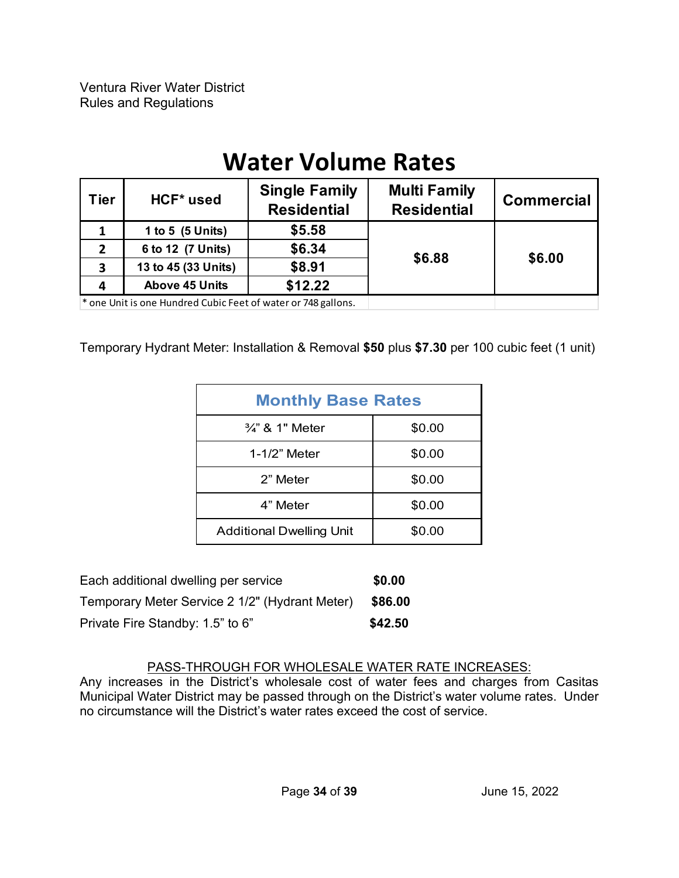Ventura River Water District
Rules and Regulations

# Water Volume Rates

| Tier | HCF* used | Single Family Residential | Multi Family Residential | Commercial |
|---|---|---|---|---|
| 1 | 1 to 5 (5 Units) | $5.58 | $6.88 | $6.00 |
| 2 | 6 to 12 (7 Units) | $6.34 | | |
| 3 | 13 to 45 (33 Units) | $8.91 | | |
| 4 | Above 45 Units | $12.22 | | |

\* one Unit is one Hundred Cubic Feet of water or 748 gallons.

Temporary Hydrant Meter: Installation & Removal **$50** plus **$7.30** per 100 cubic feet (1 unit)

| Monthly Base Rates | |
|---|---|
| ¾" & 1" Meter | $0.00 |
| 1-1/2" Meter | $0.00 |
| 2" Meter | $0.00 |
| 4" Meter | $0.00 |
| Additional Dwelling Unit | $0.00 |

Each additional dwelling per service **$0.00**

Temporary Meter Service 2 1/2" (Hydrant Meter) **$86.00**

Private Fire Standby: 1.5" to 6" **$42.50**

PASS-THROUGH FOR WHOLESALE WATER RATE INCREASES:

Any increases in the District's wholesale cost of water fees and charges from Casitas Municipal Water District may be passed through on the District's water volume rates. Under no circumstance will the District's water rates exceed the cost of service.

June 15, 2022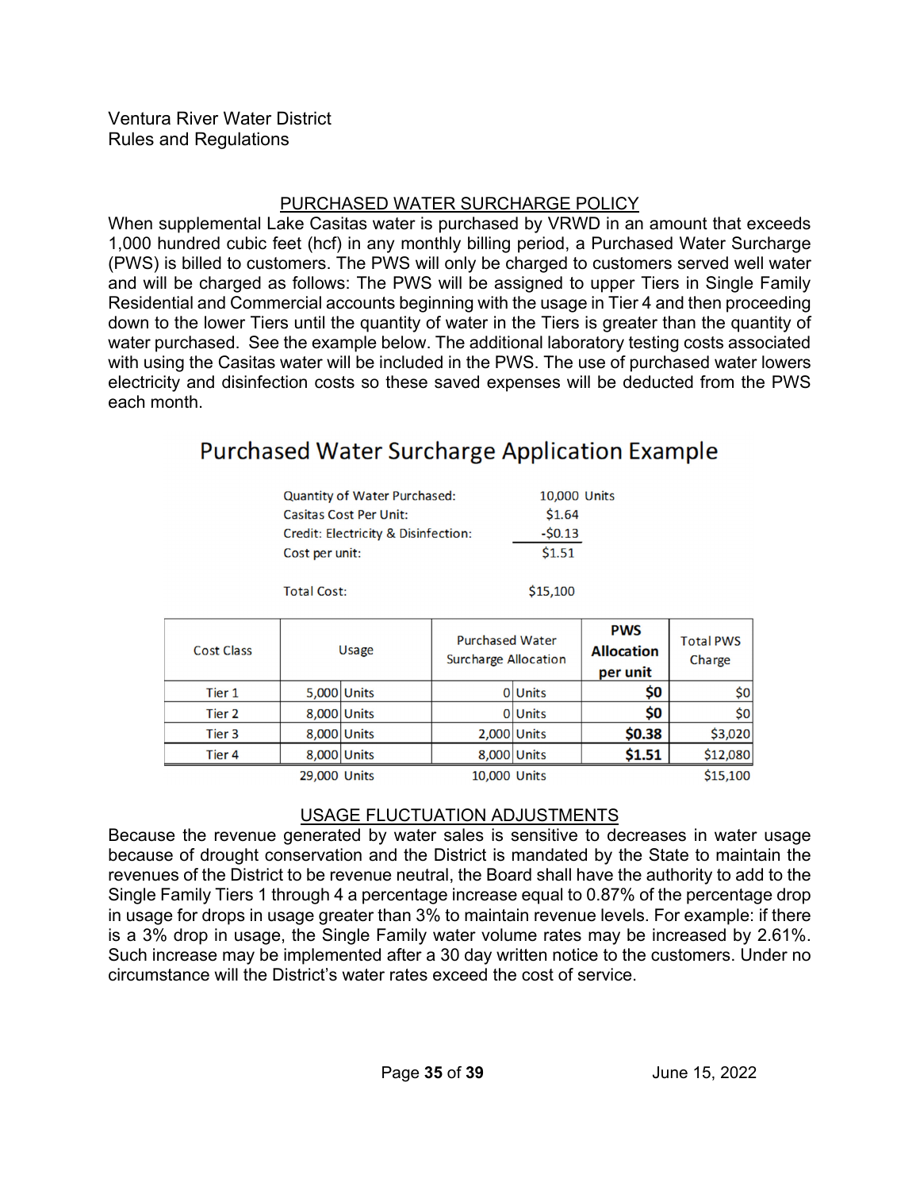## PURCHASED WATER SURCHARGE POLICY

When supplemental Lake Casitas water is purchased by VRWD in an amount that exceeds 1,000 hundred cubic feet (hcf) in any monthly billing period, a Purchased Water Surcharge (PWS) is billed to customers. The PWS will only be charged to customers served well water and will be charged as follows: The PWS will be assigned to upper Tiers in Single Family Residential and Commercial accounts beginning with the usage in Tier 4 and then proceeding down to the lower Tiers until the quantity of water in the Tiers is greater than the quantity of water purchased. See the example below. The additional laboratory testing costs associated with using the Casitas water will be included in the PWS. The use of purchased water lowers electricity and disinfection costs so these saved expenses will be deducted from the PWS each month.

### Purchased Water Surcharge Application Example

| | |
|---|---|
| Quantity of Water Purchased: | 10,000 Units |
| Casitas Cost Per Unit: | $1.64 |
| Credit: Electricity & Disinfection: | -$0.13 |
| Cost per unit: | $1.51 |
| | |
| Total Cost: | $15,100 |

| Cost Class | Usage | Purchased Water Surcharge Allocation | PWS Allocation per unit | Total PWS Charge |
|---|---|---|---|---|
| Tier 1 | 5,000 Units | 0 Units | **$0** | $0 |
| Tier 2 | 8,000 Units | 0 Units | **$0** | $0 |
| Tier 3 | 8,000 Units | 2,000 Units | **$0.38** | $3,020 |
| Tier 4 | 8,000 Units | 8,000 Units | **$1.51** | $12,080 |
| | 29,000 Units | 10,000 Units | | $15,100 |

## USAGE FLUCTUATION ADJUSTMENTS

Because the revenue generated by water sales is sensitive to decreases in water usage because of drought conservation and the District is mandated by the State to maintain the revenues of the District to be revenue neutral, the Board shall have the authority to add to the Single Family Tiers 1 through 4 a percentage increase equal to 0.87% of the percentage drop in usage for drops in usage greater than 3% to maintain revenue levels. For example: if there is a 3% drop in usage, the Single Family water volume rates may be increased by 2.61%. Such increase may be implemented after a 30 day written notice to the customers. Under no circumstance will the District's water rates exceed the cost of service.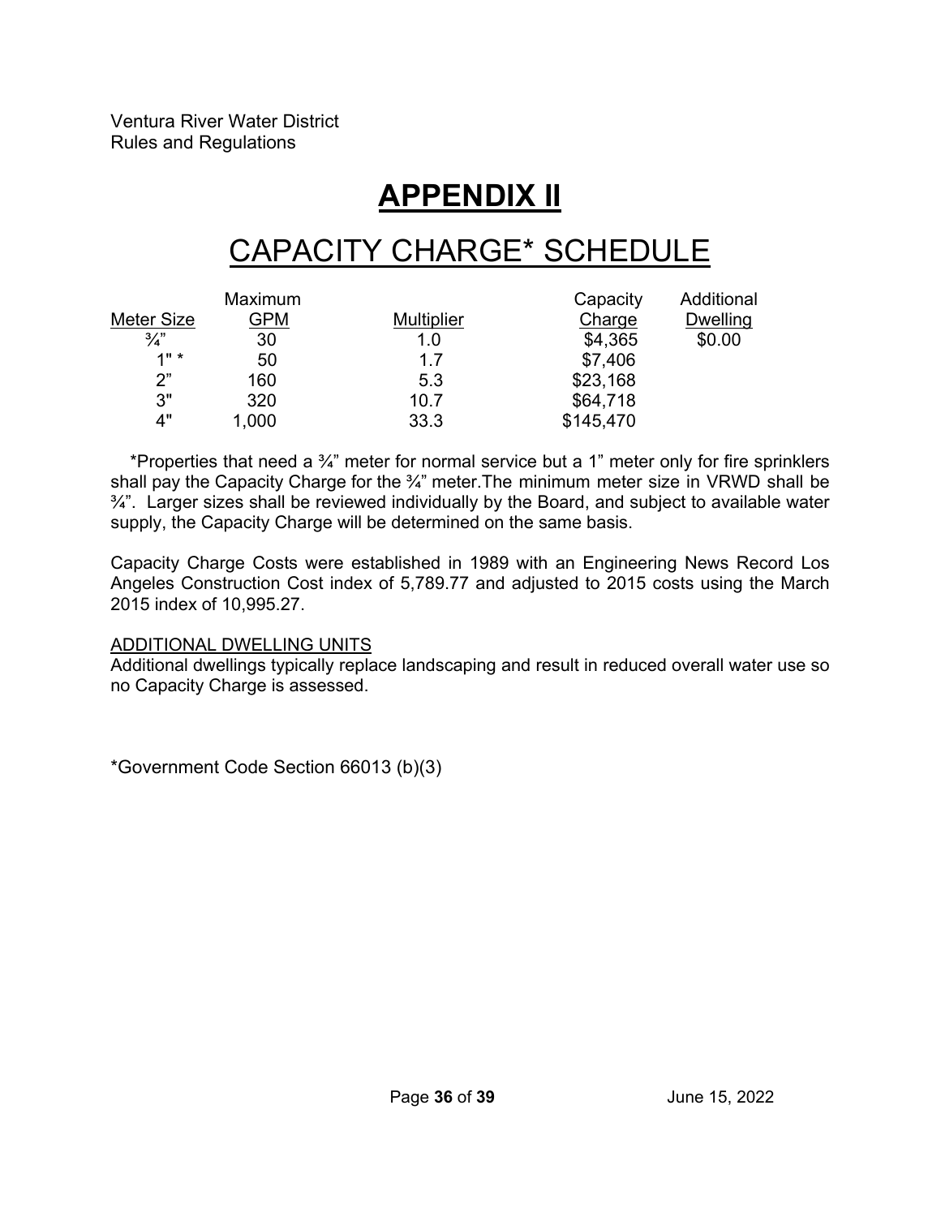Ventura River Water District
Rules and Regulations

# APPENDIX II

# CAPACITY CHARGE* SCHEDULE

| Meter Size | Maximum GPM | Multiplier | Capacity Charge | Additional Dwelling |
|---|---|---|---|---|
| ¾” | 30 | 1.0 | $4,365 | $0.00 |
| 1" * | 50 | 1.7 | $7,406 | |
| 2” | 160 | 5.3 | $23,168 | |
| 3" | 320 | 10.7 | $64,718 | |
| 4" | 1,000 | 33.3 | $145,470 | |

*Properties that need a ¾” meter for normal service but a 1” meter only for fire sprinklers shall pay the Capacity Charge for the ¾” meter.The minimum meter size in VRWD shall be ¾”. Larger sizes shall be reviewed individually by the Board, and subject to available water supply, the Capacity Charge will be determined on the same basis.

Capacity Charge Costs were established in 1989 with an Engineering News Record Los Angeles Construction Cost index of 5,789.77 and adjusted to 2015 costs using the March 2015 index of 10,995.27.

ADDITIONAL DWELLING UNITS

Additional dwellings typically replace landscaping and result in reduced overall water use so no Capacity Charge is assessed.

*Government Code Section 66013 (b)(3)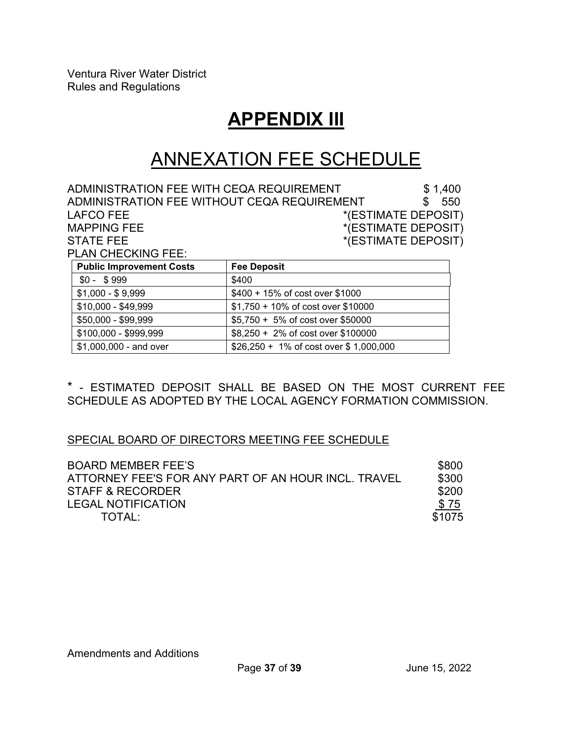# APPENDIX III

# ANNEXATION FEE SCHEDULE

| | |
|---|---|
| ADMINISTRATION FEE WITH CEQA REQUIREMENT | $ 1,400 |
| ADMINISTRATION FEE WITHOUT CEQA REQUIREMENT | $ 550 |
| LAFCO FEE | *(ESTIMATE DEPOSIT) |
| MAPPING FEE | *(ESTIMATE DEPOSIT) |
| STATE FEE | *(ESTIMATE DEPOSIT) |

PLAN CHECKING FEE:

| Public Improvement Costs | Fee Deposit |
|---|---|
| $0 - $ 999 | $400 |
| $1,000 - $ 9,999 | $400 + 15% of cost over $1000 |
| $10,000 - $49,999 | $1,750 + 10% of cost over $10000 |
| $50,000 - $99,999 | $5,750 + 5% of cost over $50000 |
| $100,000 - $999,999 | $8,250 + 2% of cost over $100000 |
| $1,000,000 - and over | $26,250 + 1% of cost over $ 1,000,000 |

* - ESTIMATED DEPOSIT SHALL BE BASED ON THE MOST CURRENT FEE SCHEDULE AS ADOPTED BY THE LOCAL AGENCY FORMATION COMMISSION.

SPECIAL BOARD OF DIRECTORS MEETING FEE SCHEDULE

| | |
|---|---|
| BOARD MEMBER FEE'S | $800 |
| ATTORNEY FEE'S FOR ANY PART OF AN HOUR INCL. TRAVEL | $300 |
| STAFF & RECORDER | $200 |
| LEGAL NOTIFICATION | $ 75 |
| TOTAL: | $1075 |

Amendments and Additions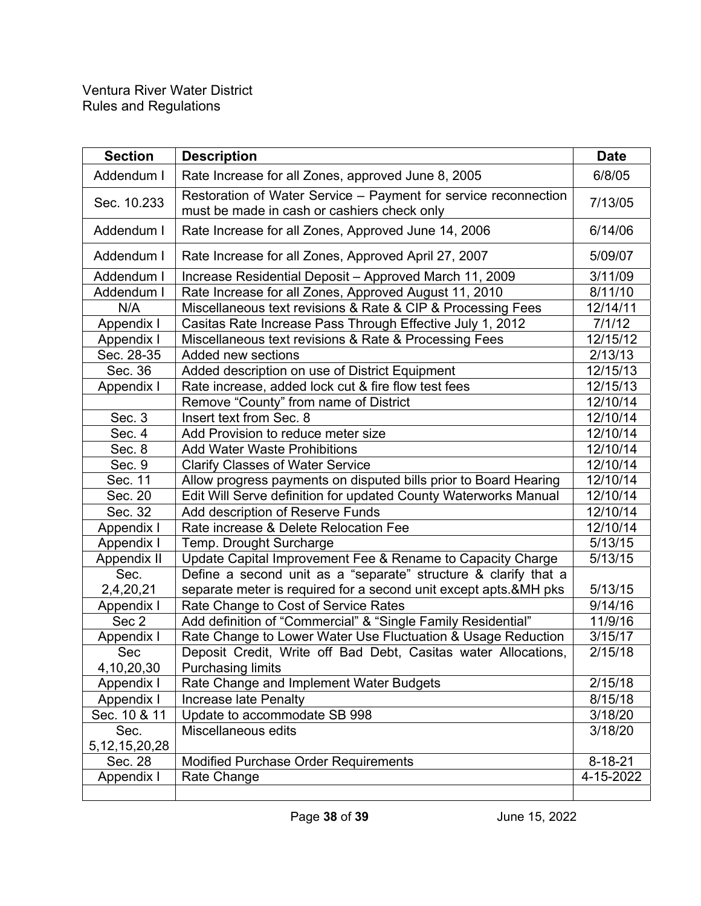Ventura River Water District
Rules and Regulations

| Section | Description | Date |
|---|---|---|
| Addendum I | Rate Increase for all Zones, approved June 8, 2005 | 6/8/05 |
| Sec. 10.233 | Restoration of Water Service – Payment for service reconnection must be made in cash or cashiers check only | 7/13/05 |
| Addendum I | Rate Increase for all Zones, Approved June 14, 2006 | 6/14/06 |
| Addendum I | Rate Increase for all Zones, Approved April 27, 2007 | 5/09/07 |
| Addendum I | Increase Residential Deposit – Approved March 11, 2009 | 3/11/09 |
| Addendum I | Rate Increase for all Zones, Approved August 11, 2010 | 8/11/10 |
| N/A | Miscellaneous text revisions & Rate & CIP & Processing Fees | 12/14/11 |
| Appendix I | Casitas Rate Increase Pass Through Effective July 1, 2012 | 7/1/12 |
| Appendix I | Miscellaneous text revisions & Rate & Processing Fees | 12/15/12 |
| Sec. 28-35 | Added new sections | 2/13/13 |
| Sec. 36 | Added description on use of District Equipment | 12/15/13 |
| Appendix I | Rate increase, added lock cut & fire flow test fees | 12/15/13 |
| | Remove "County" from name of District | 12/10/14 |
| Sec. 3 | Insert text from Sec. 8 | 12/10/14 |
| Sec. 4 | Add Provision to reduce meter size | 12/10/14 |
| Sec. 8 | Add Water Waste Prohibitions | 12/10/14 |
| Sec. 9 | Clarify Classes of Water Service | 12/10/14 |
| Sec. 11 | Allow progress payments on disputed bills prior to Board Hearing | 12/10/14 |
| Sec. 20 | Edit Will Serve definition for updated County Waterworks Manual | 12/10/14 |
| Sec. 32 | Add description of Reserve Funds | 12/10/14 |
| Appendix I | Rate increase & Delete Relocation Fee | 12/10/14 |
| Appendix I | Temp. Drought Surcharge | 5/13/15 |
| Appendix II | Update Capital Improvement Fee & Rename to Capacity Charge | 5/13/15 |
| Sec. 2,4,20,21 | Define a second unit as a "separate" structure & clarify that a separate meter is required for a second unit except apts.&MH pks | 5/13/15 |
| Appendix I | Rate Change to Cost of Service Rates | 9/14/16 |
| Sec 2 | Add definition of "Commercial" & "Single Family Residential" | 11/9/16 |
| Appendix I | Rate Change to Lower Water Use Fluctuation & Usage Reduction | 3/15/17 |
| Sec 4,10,20,30 | Deposit Credit, Write off Bad Debt, Casitas water Allocations, Purchasing limits | 2/15/18 |
| Appendix I | Rate Change and Implement Water Budgets | 2/15/18 |
| Appendix I | Increase late Penalty | 8/15/18 |
| Sec. 10 & 11 | Update to accommodate SB 998 | 3/18/20 |
| Sec. 5,12,15,20,28 | Miscellaneous edits | 3/18/20 |
| Sec. 28 | Modified Purchase Order Requirements | 8-18-21 |
| Appendix I | Rate Change | 4-15-2022 |
| | | |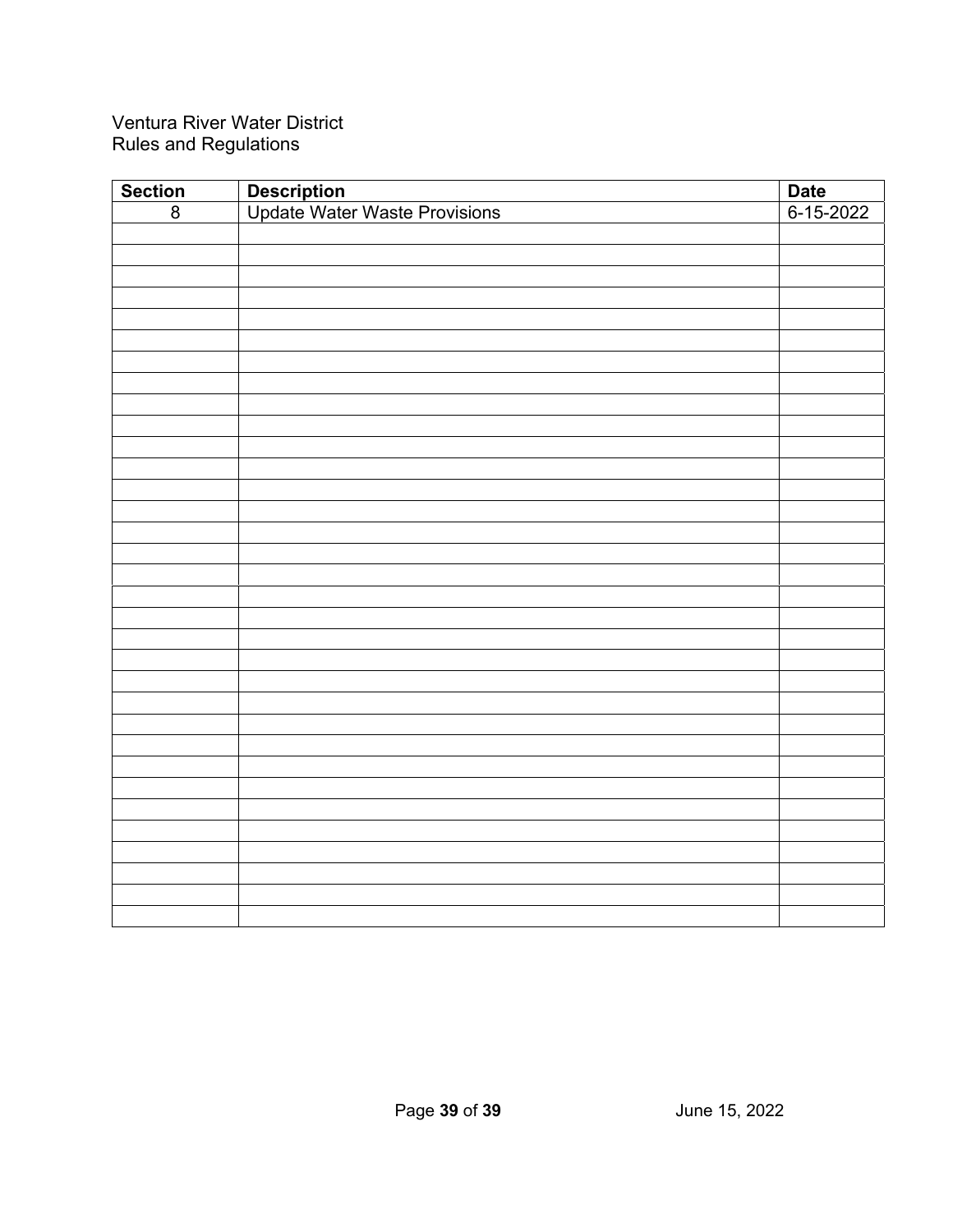Ventura River Water District
Rules and Regulations

| Section | Description | Date |
|---|---|---|
| 8 | Update Water Waste Provisions | 6-15-2022 |
| | | |
| | | |
| | | |
| | | |
| | | |
| | | |
| | | |
| | | |
| | | |
| | | |
| | | |
| | | |
| | | |
| | | |
| | | |
| | | |
| | | |
| | | |
| | | |
| | | |
| | | |
| | | |
| | | |
| | | |
| | | |
| | | |
| | | |
| | | |
| | | |
| | | |
| | | |
| | | |
| | | |
| | | |